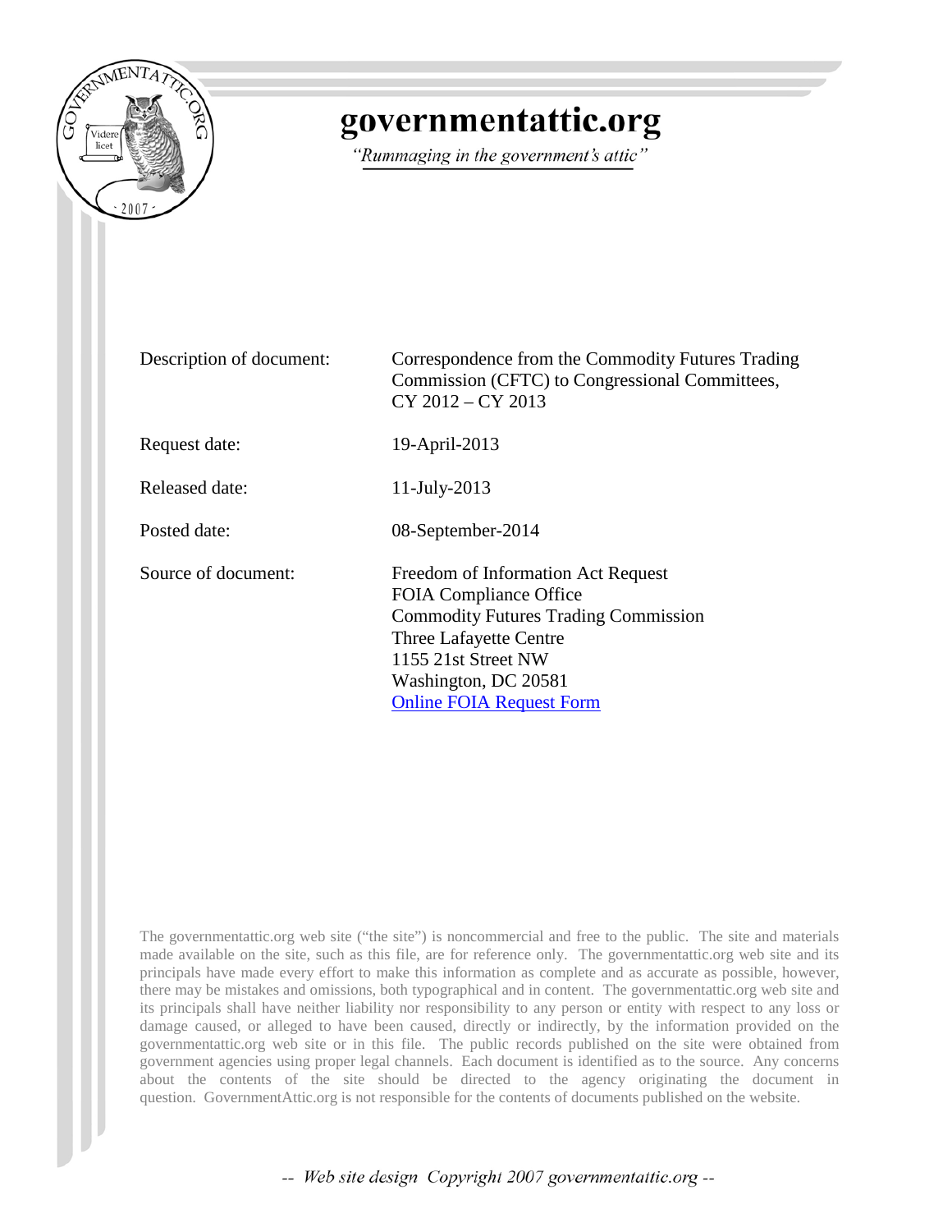# governmentattic.org

*"Rummaging in the government's attic"*

| | |
|---|---|
| Description of document: | Correspondence from the Commodity Futures Trading Commission (CFTC) to Congressional Committees, CY 2012 – CY 2013 |
| Request date: | 19-April-2013 |
| Released date: | 11-July-2013 |
| Posted date: | 08-September-2014 |
| Source of document: | Freedom of Information Act Request<br>FOIA Compliance Office<br>Commodity Futures Trading Commission<br>Three Lafayette Centre<br>1155 21st Street NW<br>Washington, DC 20581<br>Online FOIA Request Form |

The governmentattic.org web site ("the site") is noncommercial and free to the public. The site and materials made available on the site, such as this file, are for reference only. The governmentattic.org web site and its principals have made every effort to make this information as complete and as accurate as possible, however, there may be mistakes and omissions, both typographical and in content. The governmentattic.org web site and its principals shall have neither liability nor responsibility to any person or entity with respect to any loss or damage caused, or alleged to have been caused, directly or indirectly, by the information provided on the governmentattic.org web site or in this file. The public records published on the site were obtained from government agencies using proper legal channels. Each document is identified as to the source. Any concerns about the contents of the site should be directed to the agency originating the document in question. GovernmentAttic.org is not responsible for the contents of documents published on the website.

-- Web site design Copyright 2007 governmentattic.org --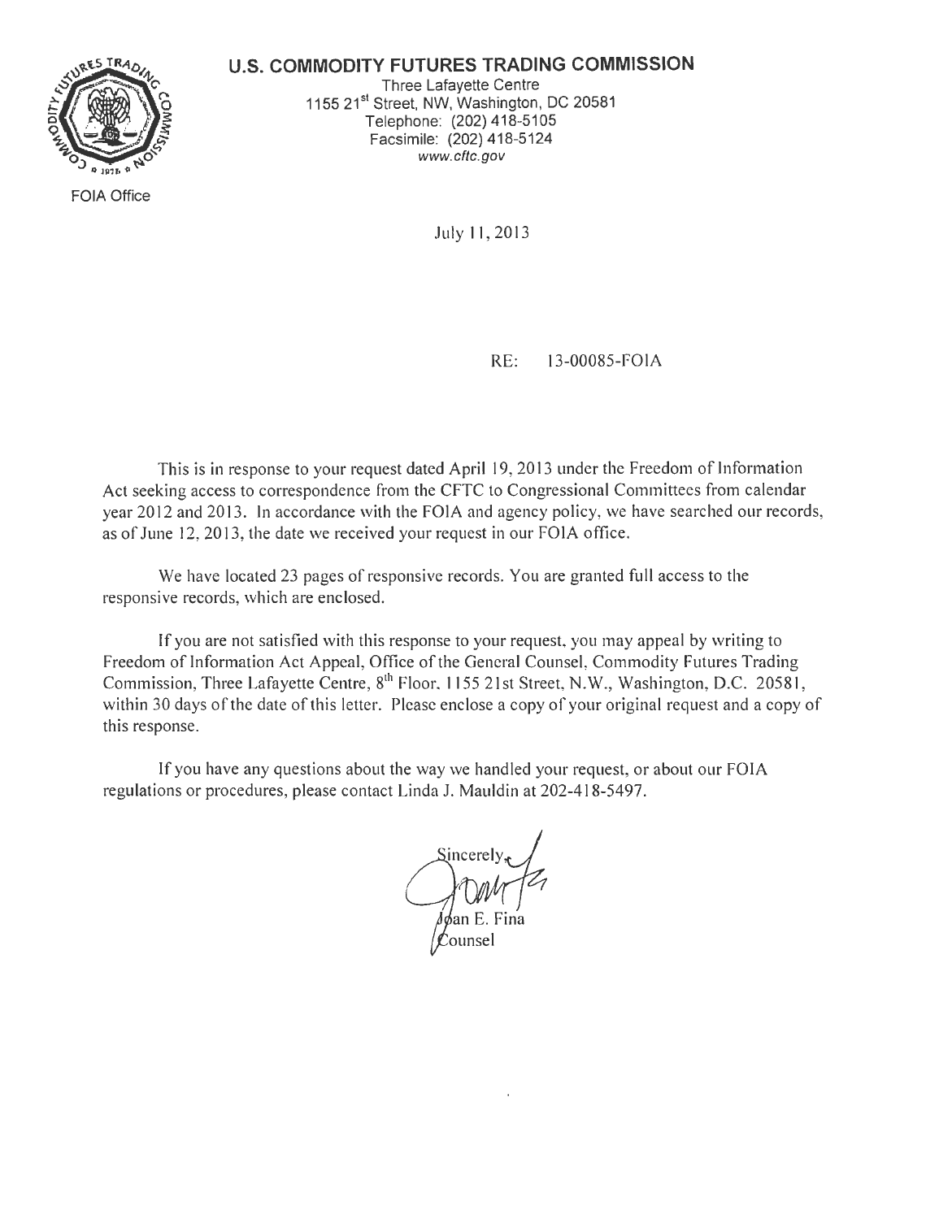# U.S. COMMODITY FUTURES TRADING COMMISSION

Three Lafayette Centre
1155 21st Street, NW, Washington, DC 20581
Telephone: (202) 418-5105
Facsimile: (202) 418-5124
www.cftc.gov

FOIA Office

July 11, 2013

RE: 13-00085-FOIA

This is in response to your request dated April 19, 2013 under the Freedom of Information Act seeking access to correspondence from the CFTC to Congressional Committees from calendar year 2012 and 2013. In accordance with the FOIA and agency policy, we have searched our records, as of June 12, 2013, the date we received your request in our FOIA office.

We have located 23 pages of responsive records. You are granted full access to the responsive records, which are enclosed.

If you are not satisfied with this response to your request, you may appeal by writing to Freedom of Information Act Appeal, Office of the General Counsel, Commodity Futures Trading Commission, Three Lafayette Centre, 8th Floor, 1155 21st Street, N.W., Washington, D.C. 20581, within 30 days of the date of this letter. Please enclose a copy of your original request and a copy of this response.

If you have any questions about the way we handled your request, or about our FOIA regulations or procedures, please contact Linda J. Mauldin at 202-418-5497.

Sincerely,

Joan E. Fina
Counsel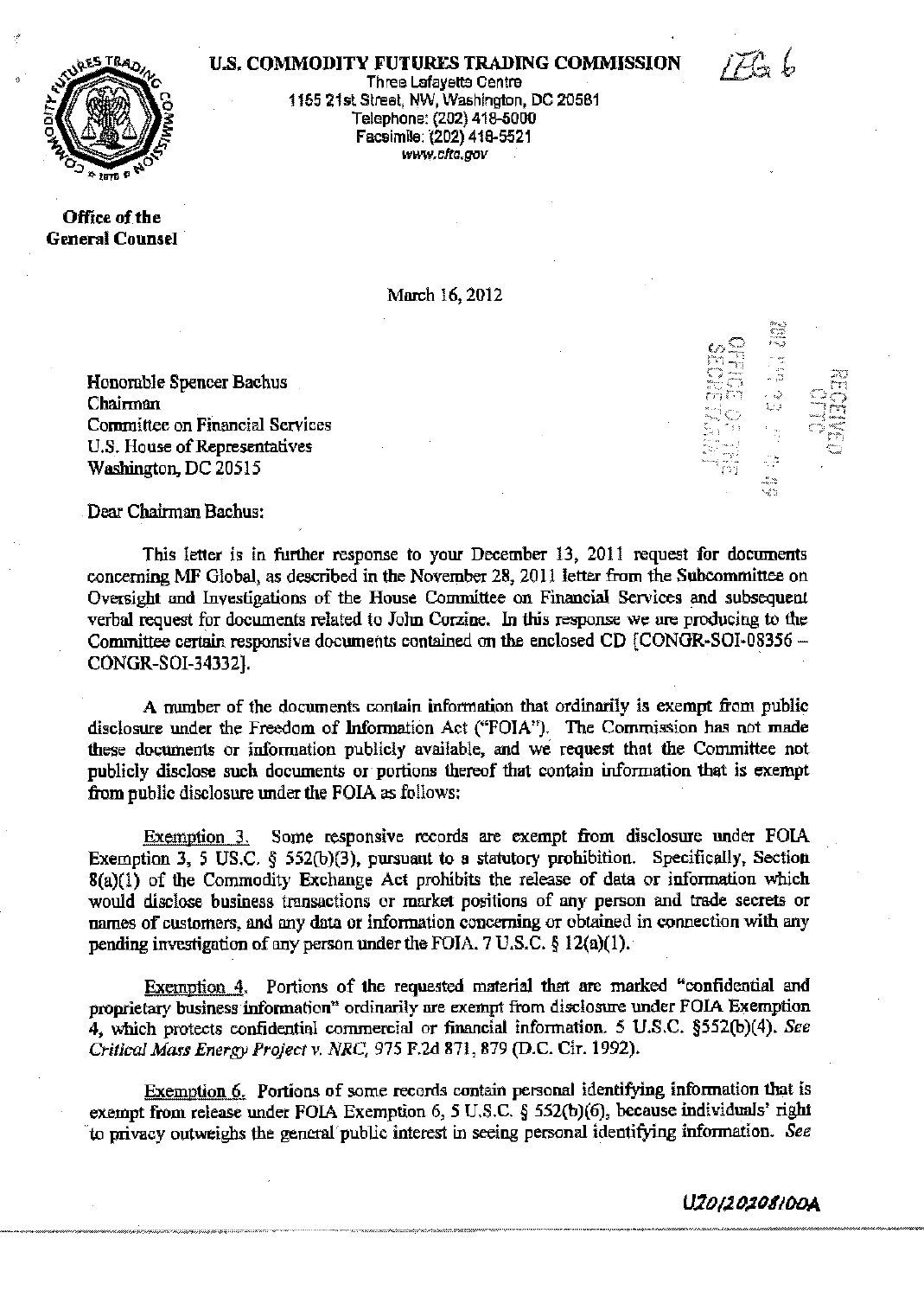**U.S. COMMODITY FUTURES TRADING COMMISSION**

Three Lafayette Centre
1155 21st Street, NW, Washington, DC 20581
Telephone: (202) 418-5000
Facsimile: (202) 418-5521
www.cftc.gov

IFG 6

**Office of the General Counsel**

March 16, 2012

Honorable Spencer Bachus
Chairman
Committee on Financial Services
U.S. House of Representatives
Washington, DC 20515

Dear Chairman Bachus:

This letter is in further response to your December 13, 2011 request for documents concerning MF Global, as described in the November 28, 2011 letter from the Subcommittee on Oversight and Investigations of the House Committee on Financial Services and subsequent verbal request for documents related to John Corzine. In this response we are producing to the Committee certain responsive documents contained on the enclosed CD [CONGR-SOI-08356 – CONGR-SOI-34332].

A number of the documents contain information that ordinarily is exempt from public disclosure under the Freedom of Information Act ("FOIA"). The Commission has not made these documents or information publicly available, and we request that the Committee not publicly disclose such documents or portions thereof that contain information that is exempt from public disclosure under the FOIA as follows:

Exemption 3. Some responsive records are exempt from disclosure under FOIA Exemption 3, 5 US.C. § 552(b)(3), pursuant to a statutory prohibition. Specifically, Section 8(a)(1) of the Commodity Exchange Act prohibits the release of data or information which would disclose business transactions or market positions of any person and trade secrets or names of customers, and any data or information concerning or obtained in connection with any pending investigation of any person under the FOIA. 7 U.S.C. § 12(a)(1).

Exemption 4. Portions of the requested material that are marked "confidential and proprietary business information" ordinarily are exempt from disclosure under FOIA Exemption 4, which protects confidential commercial or financial information. 5 U.S.C. §552(b)(4). *See Critical Mass Energy Project v. NRC*, 975 F.2d 871, 879 (D.C. Cir. 1992).

Exemption 6. Portions of some records contain personal identifying information that is exempt from release under FOIA Exemption 6, 5 U.S.C. § 552(b)(6), because individuals' right to privacy outweighs the general public interest in seeing personal identifying information. *See*

U2012020810OA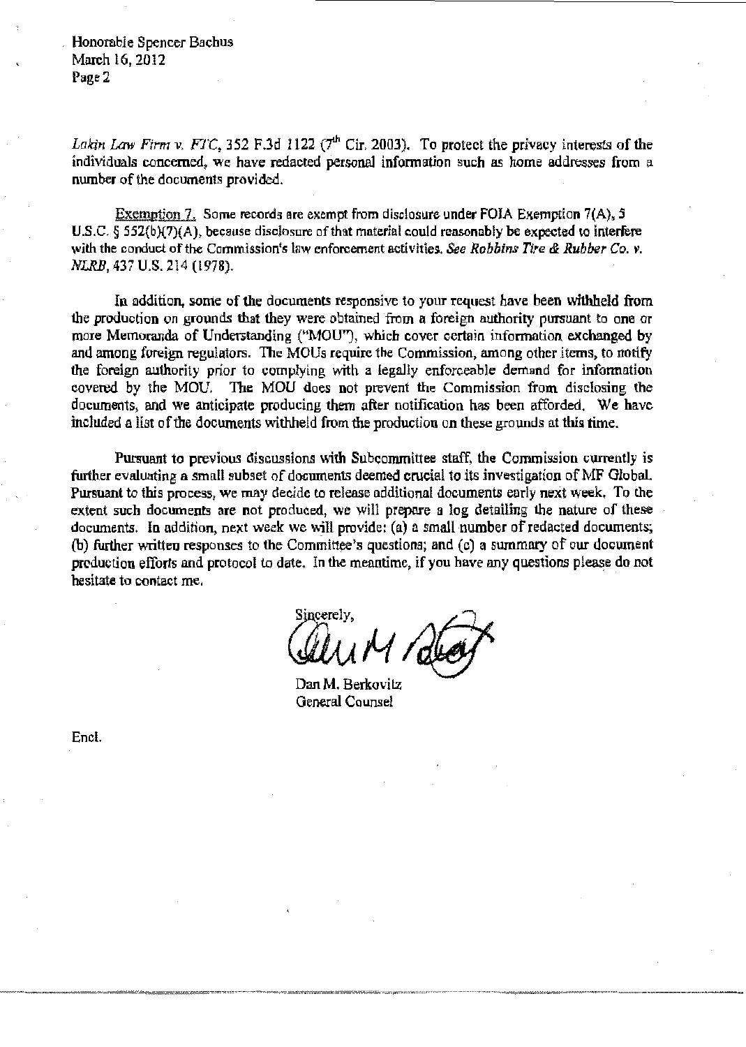*Lakin Law Firm v. FTC*, 352 F.3d 1122 (7th Cir. 2003). To protect the privacy interests of the individuals concerned, we have redacted personal information such as home addresses from a number of the documents provided.

Exemption 7. Some records are exempt from disclosure under FOIA Exemption 7(A), 5 U.S.C. § 552(b)(7)(A), because disclosure of that material could reasonably be expected to interfere with the conduct of the Commission's law enforcement activities. *See Robbins Tire & Rubber Co. v. NLRB*, 437 U.S. 214 (1978).

In addition, some of the documents responsive to your request have been withheld from the production on grounds that they were obtained from a foreign authority pursuant to one or more Memoranda of Understanding ("MOU"), which cover certain information exchanged by and among foreign regulators. The MOUs require the Commission, among other items, to notify the foreign authority prior to complying with a legally enforceable demand for information covered by the MOU. The MOU does not prevent the Commission from disclosing the documents, and we anticipate producing them after notification has been afforded. We have included a list of the documents withheld from the production on these grounds at this time.

Pursuant to previous discussions with Subcommittee staff, the Commission currently is further evaluating a small subset of documents deemed crucial to its investigation of MF Global. Pursuant to this process, we may decide to release additional documents early next week. To the extent such documents are not produced, we will prepare a log detailing the nature of these documents. In addition, next week we will provide: (a) a small number of redacted documents; (b) further written responses to the Committee's questions; and (c) a summary of our document production efforts and protocol to date. In the meantime, if you have any questions please do not hesitate to contact me.

Sincerely,

Dan M. Berkovitz
General Counsel

Encl.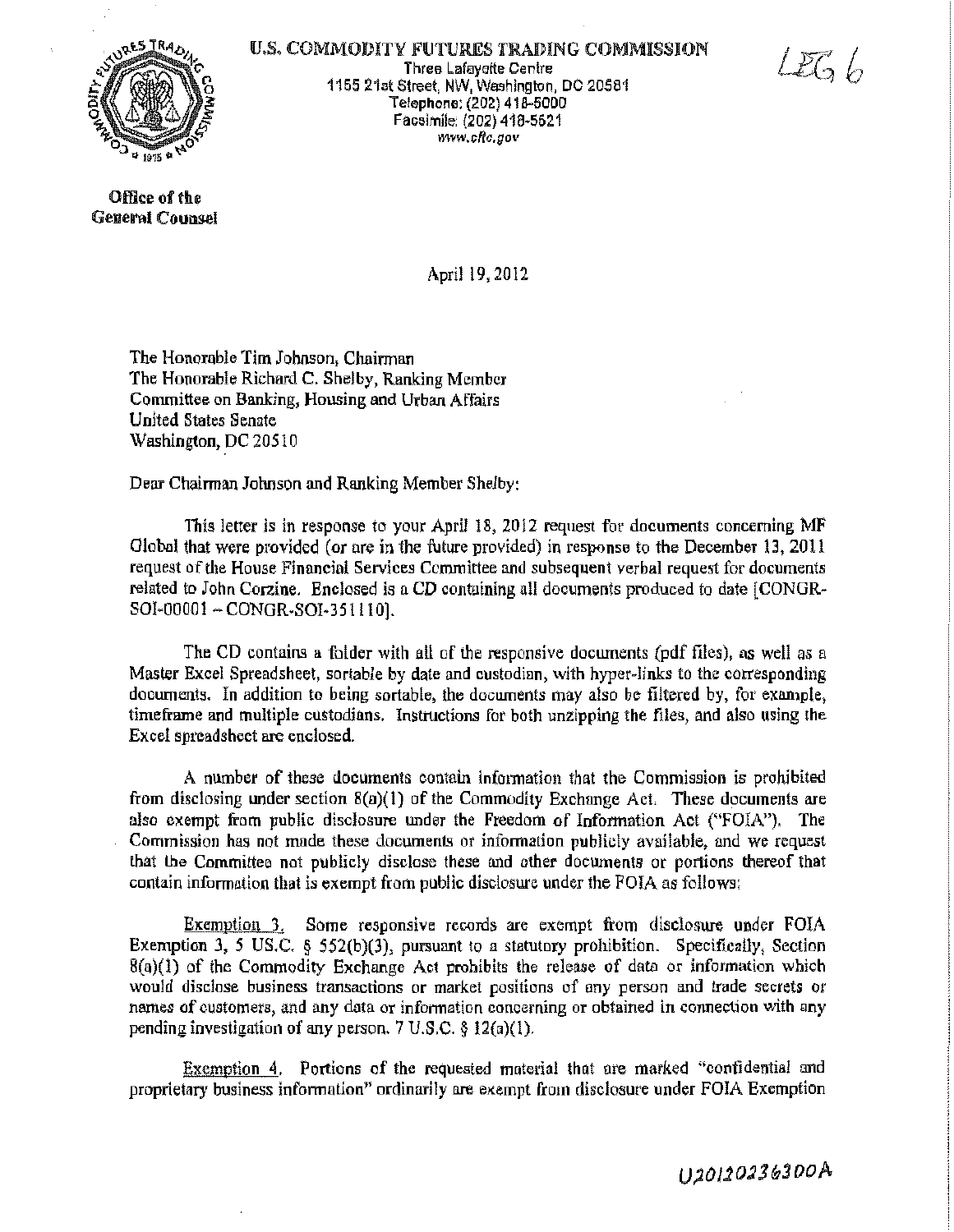**U.S. COMMODITY FUTURES TRADING COMMISSION**
Three Lafayette Centre
1155 21st Street, NW, Washington, DC 20581
Telephone: (202) 418-5000
Facsimile: (202) 418-5521
www.cftc.gov

LEG 6

**Office of the General Counsel**

April 19, 2012

The Honorable Tim Johnson, Chairman
The Honorable Richard C. Shelby, Ranking Member
Committee on Banking, Housing and Urban Affairs
United States Senate
Washington, DC 20510

Dear Chairman Johnson and Ranking Member Shelby:

This letter is in response to your April 18, 2012 request for documents concerning MF Global that were provided (or are in the future provided) in response to the December 13, 2011 request of the House Financial Services Committee and subsequent verbal request for documents related to John Corzine. Enclosed is a CD containing all documents produced to date [CONGR-SOI-00001 – CONGR-SOI-351110].

The CD contains a folder with all of the responsive documents (pdf files), as well as a Master Excel Spreadsheet, sortable by date and custodian, with hyper-links to the corresponding documents. In addition to being sortable, the documents may also be filtered by, for example, timeframe and multiple custodians. Instructions for both unzipping the files, and also using the Excel spreadsheet are enclosed.

A number of these documents contain information that the Commission is prohibited from disclosing under section 8(a)(1) of the Commodity Exchange Act. These documents are also exempt from public disclosure under the Freedom of Information Act ("FOIA"). The Commission has not made these documents or information publicly available, and we request that the Committee not publicly disclose these and other documents or portions thereof that contain information that is exempt from public disclosure under the FOIA as follows:

<u>Exemption 3.</u> Some responsive records are exempt from disclosure under FOIA Exemption 3, 5 U.S.C. § 552(b)(3), pursuant to a statutory prohibition. Specifically, Section 8(a)(1) of the Commodity Exchange Act prohibits the release of data or information which would disclose business transactions or market positions of any person and trade secrets or names of customers, and any data or information concerning or obtained in connection with any pending investigation of any person. 7 U.S.C. § 12(a)(1).

<u>Exemption 4.</u> Portions of the requested material that are marked "confidential and proprietary business information" ordinarily are exempt from disclosure under FOIA Exemption

U20120236300A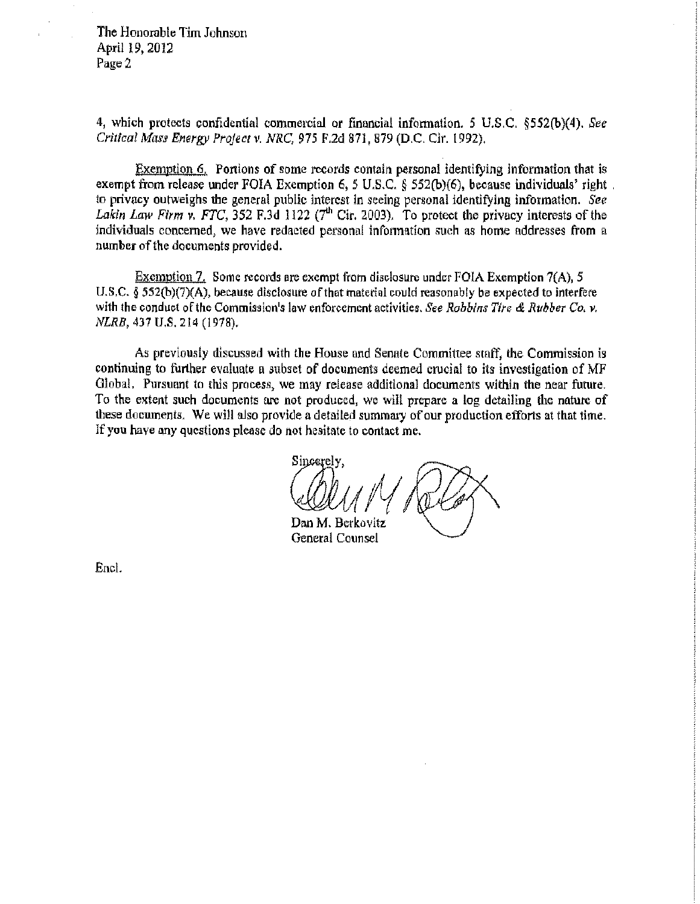4, which protects confidential commercial or financial information. 5 U.S.C. §552(b)(4). *See Critical Mass Energy Project v. NRC*, 975 F.2d 871, 879 (D.C. Cir. 1992).

Exemption 6. Portions of some records contain personal identifying information that is exempt from release under FOIA Exemption 6, 5 U.S.C. § 552(b)(6), because individuals' right to privacy outweighs the general public interest in seeing personal identifying information. *See Lakin Law Firm v. FTC*, 352 F.3d 1122 (7th Cir. 2003). To protect the privacy interests of the individuals concerned, we have redacted personal information such as home addresses from a number of the documents provided.

Exemption 7. Some records are exempt from disclosure under FOIA Exemption 7(A), 5 U.S.C. § 552(b)(7)(A), because disclosure of that material could reasonably be expected to interfere with the conduct of the Commission's law enforcement activities. *See Robbins Tire & Rubber Co. v. NLRB*, 437 U.S. 214 (1978).

As previously discussed with the House and Senate Committee staff, the Commission is continuing to further evaluate a subset of documents deemed crucial to its investigation of MF Global. Pursuant to this process, we may release additional documents within the near future. To the extent such documents are not produced, we will prepare a log detailing the nature of these documents. We will also provide a detailed summary of our production efforts at that time. If you have any questions please do not hesitate to contact me.

Sincerely,

Dan M. Berkovitz
General Counsel

Encl.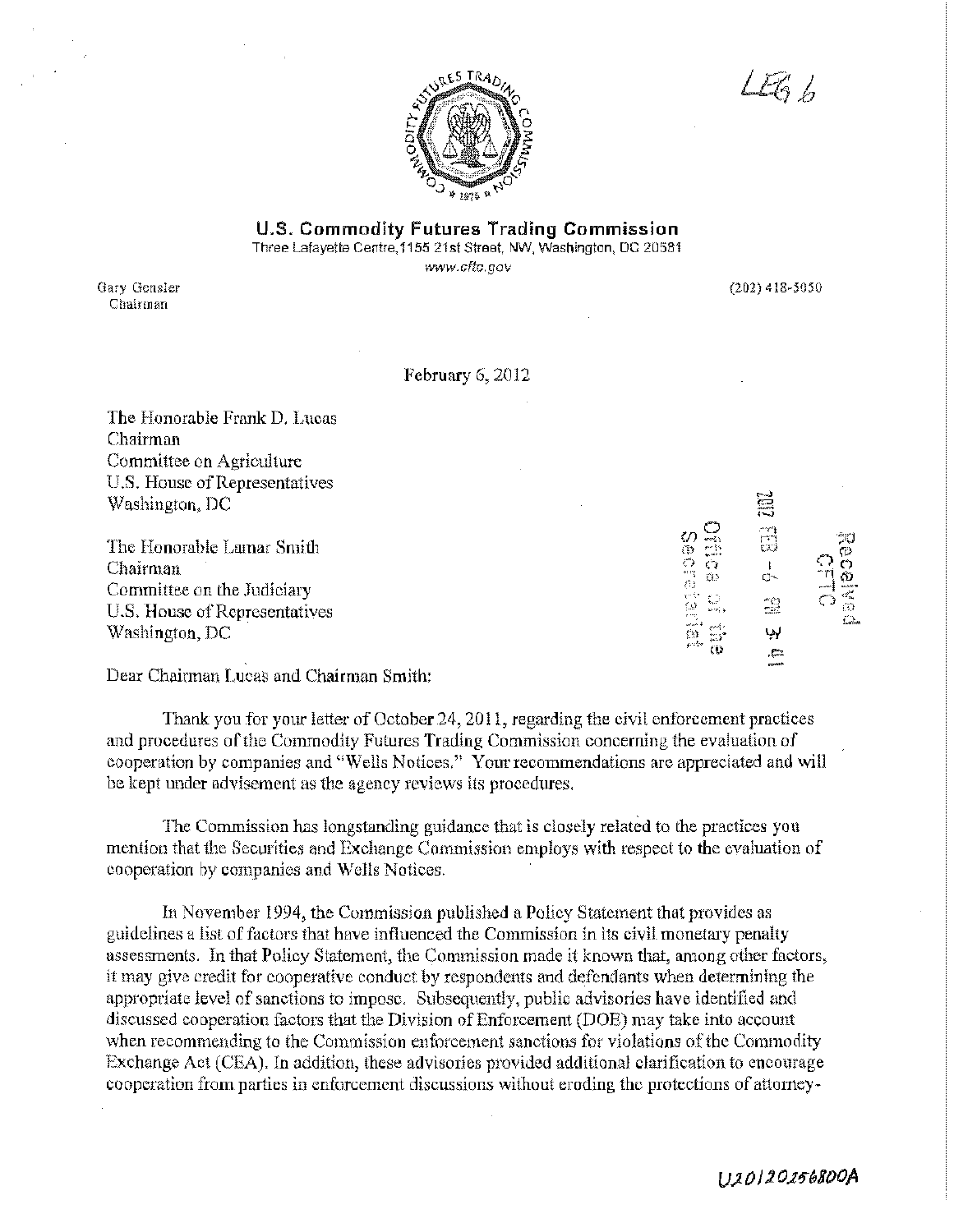LEG 6

**U.S. Commodity Futures Trading Commission**
Three Lafayette Centre, 1155 21st Street, NW, Washington, DC 20581
www.cftc.gov

Gary Gensler
Chairman

(202) 418-5050

February 6, 2012

The Honorable Frank D. Lucas
Chairman
Committee on Agriculture
U.S. House of Representatives
Washington, DC

The Honorable Lamar Smith
Chairman
Committee on the Judiciary
U.S. House of Representatives
Washington, DC

Received CFTC
2012 FEB -6 PM 3:41
Office of the Secretariat

Dear Chairman Lucas and Chairman Smith:

Thank you for your letter of October 24, 2011, regarding the civil enforcement practices and procedures of the Commodity Futures Trading Commission concerning the evaluation of cooperation by companies and "Wells Notices." Your recommendations are appreciated and will be kept under advisement as the agency reviews its procedures.

The Commission has longstanding guidance that is closely related to the practices you mention that the Securities and Exchange Commission employs with respect to the evaluation of cooperation by companies and Wells Notices.

In November 1994, the Commission published a Policy Statement that provides as guidelines a list of factors that have influenced the Commission in its civil monetary penalty assessments. In that Policy Statement, the Commission made it known that, among other factors, it may give credit for cooperative conduct by respondents and defendants when determining the appropriate level of sanctions to impose. Subsequently, public advisories have identified and discussed cooperation factors that the Division of Enforcement (DOE) may take into account when recommending to the Commission enforcement sanctions for violations of the Commodity Exchange Act (CEA). In addition, these advisories provided additional clarification to encourage cooperation from parties in enforcement discussions without eroding the protections of attorney-

U20120256800A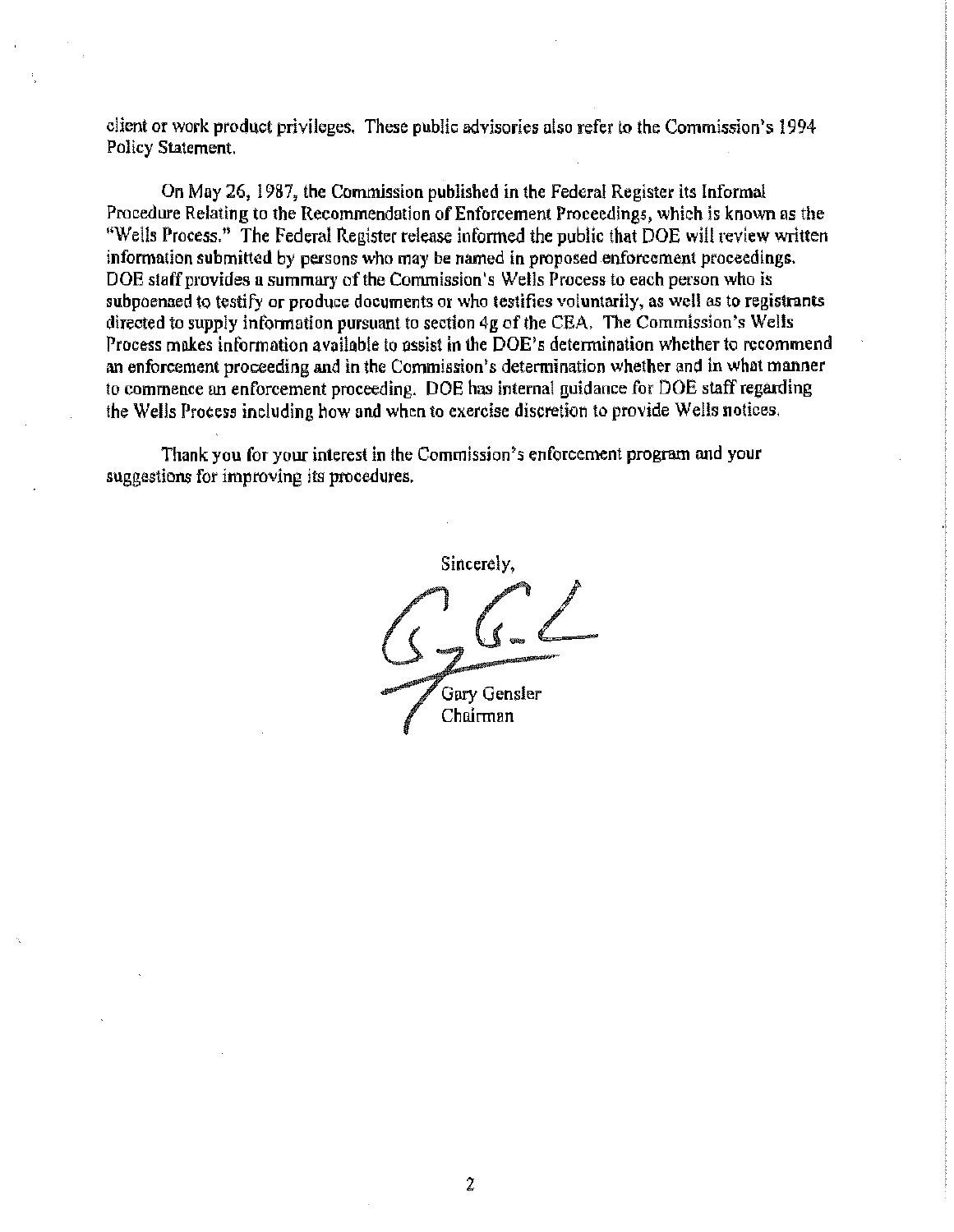client or work product privileges. These public advisories also refer to the Commission's 1994 Policy Statement.

On May 26, 1987, the Commission published in the Federal Register its Informal Procedure Relating to the Recommendation of Enforcement Proceedings, which is known as the "Wells Process." The Federal Register release informed the public that DOE will review written information submitted by persons who may be named in proposed enforcement proceedings. DOE staff provides a summary of the Commission's Wells Process to each person who is subpoenaed to testify or produce documents or who testifies voluntarily, as well as to registrants directed to supply information pursuant to section 4g of the CEA. The Commission's Wells Process makes information available to assist in the DOE's determination whether to recommend an enforcement proceeding and in the Commission's determination whether and in what manner to commence an enforcement proceeding. DOE has internal guidance for DOE staff regarding the Wells Process including how and when to exercise discretion to provide Wells notices.

Thank you for your interest in the Commission's enforcement program and your suggestions for improving its procedures.

Sincerely,

Gary Gensler
Chairman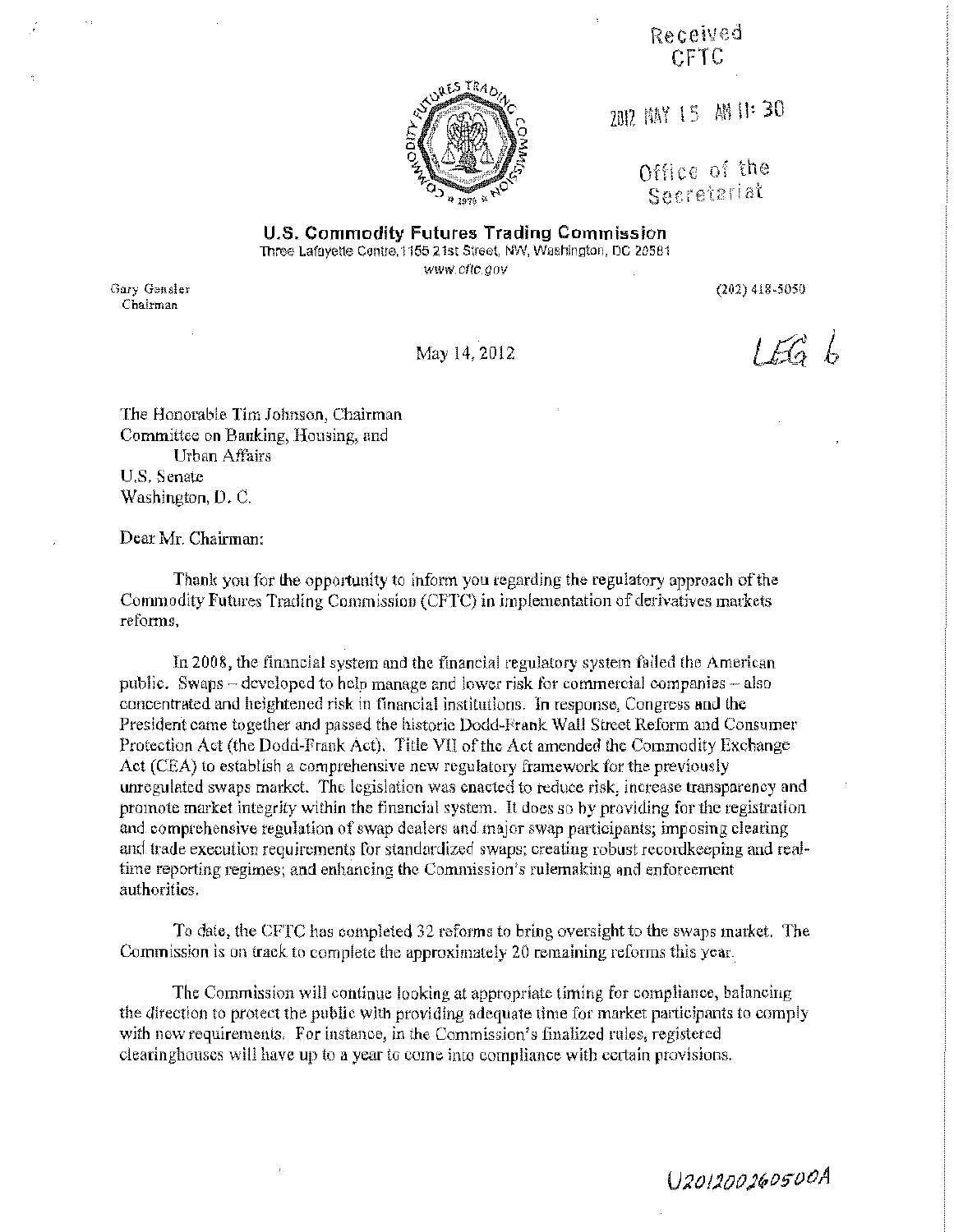Received
CFTC

2012 MAY 15 AM 11:30

Office of the
Secretariat

**U.S. Commodity Futures Trading Commission**
Three Lafayette Centre, 1155 21st Street, NW, Washington, DC 20581
www.cftc.gov

Gary Gensler
Chairman

(202) 418-5050

May 14, 2012

LEG 6

The Honorable Tim Johnson, Chairman
Committee on Banking, Housing, and
Urban Affairs
U.S. Senate
Washington, D. C.

Dear Mr. Chairman:

Thank you for the opportunity to inform you regarding the regulatory approach of the Commodity Futures Trading Commission (CFTC) in implementation of derivatives markets reforms.

In 2008, the financial system and the financial regulatory system failed the American public. Swaps – developed to help manage and lower risk for commercial companies – also concentrated and heightened risk in financial institutions. In response, Congress and the President came together and passed the historic Dodd-Frank Wall Street Reform and Consumer Protection Act (the Dodd-Frank Act). Title VII of the Act amended the Commodity Exchange Act (CEA) to establish a comprehensive new regulatory framework for the previously unregulated swaps market. The legislation was enacted to reduce risk, increase transparency and promote market integrity within the financial system. It does so by providing for the registration and comprehensive regulation of swap dealers and major swap participants; imposing clearing and trade execution requirements for standardized swaps; creating robust recordkeeping and real-time reporting regimes; and enhancing the Commission's rulemaking and enforcement authorities.

To date, the CFTC has completed 32 reforms to bring oversight to the swaps market. The Commission is on track to complete the approximately 20 remaining reforms this year.

The Commission will continue looking at appropriate timing for compliance, balancing the direction to protect the public with providing adequate time for market participants to comply with new requirements. For instance, in the Commission's finalized rules, registered clearinghouses will have up to a year to come into compliance with certain provisions.

U201200260500A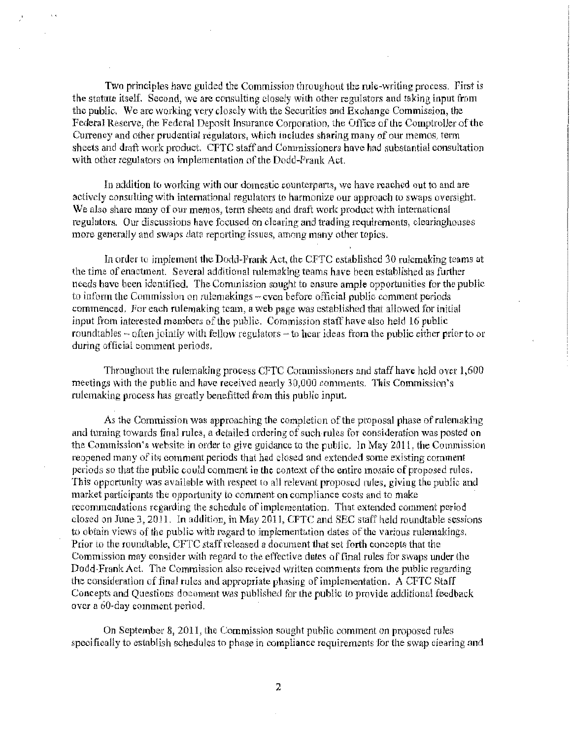Two principles have guided the Commission throughout the rule-writing process. First is the statute itself. Second, we are consulting closely with other regulators and taking input from the public. We are working very closely with the Securities and Exchange Commission, the Federal Reserve, the Federal Deposit Insurance Corporation, the Office of the Comptroller of the Currency and other prudential regulators, which includes sharing many of our memos, term sheets and draft work product. CFTC staff and Commissioners have had substantial consultation with other regulators on implementation of the Dodd-Frank Act.

In addition to working with our domestic counterparts, we have reached out to and are actively consulting with international regulators to harmonize our approach to swaps oversight. We also share many of our memos, term sheets and draft work product with international regulators. Our discussions have focused on clearing and trading requirements, clearinghouses more generally and swaps data reporting issues, among many other topics.

In order to implement the Dodd-Frank Act, the CFTC established 30 rulemaking teams at the time of enactment. Several additional rulemaking teams have been established as further needs have been identified. The Commission sought to ensure ample opportunities for the public to inform the Commission on rulemakings – even before official public comment periods commenced. For each rulemaking team, a web page was established that allowed for initial input from interested members of the public. Commission staff have also held 16 public roundtables – often jointly with fellow regulators – to hear ideas from the public either prior to or during official comment periods.

Throughout the rulemaking process CFTC Commissioners and staff have held over 1,600 meetings with the public and have received nearly 30,000 comments. This Commission's rulemaking process has greatly benefitted from this public input.

As the Commission was approaching the completion of the proposal phase of rulemaking and turning towards final rules, a detailed ordering of such rules for consideration was posted on the Commission's website in order to give guidance to the public. In May 2011, the Commission reopened many of its comment periods that had closed and extended some existing comment periods so that the public could comment in the context of the entire mosaic of proposed rules. This opportunity was available with respect to all relevant proposed rules, giving the public and market participants the opportunity to comment on compliance costs and to make recommendations regarding the schedule of implementation. That extended comment period closed on June 3, 2011. In addition, in May 2011, CFTC and SEC staff held roundtable sessions to obtain views of the public with regard to implementation dates of the various rulemakings. Prior to the roundtable, CFTC staff released a document that set forth concepts that the Commission may consider with regard to the effective dates of final rules for swaps under the Dodd-Frank Act. The Commission also received written comments from the public regarding the consideration of final rules and appropriate phasing of implementation. A CFTC Staff Concepts and Questions document was published for the public to provide additional feedback over a 60-day comment period.

On September 8, 2011, the Commission sought public comment on proposed rules specifically to establish schedules to phase in compliance requirements for the swap clearing and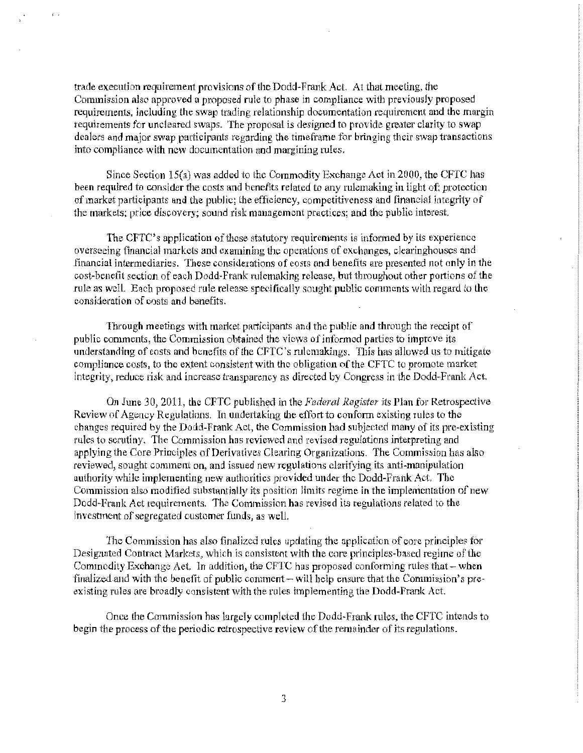trade execution requirement provisions of the Dodd-Frank Act. At that meeting, the Commission also approved a proposed rule to phase in compliance with previously proposed requirements, including the swap trading relationship documentation requirement and the margin requirements for uncleared swaps. The proposal is designed to provide greater clarity to swap dealers and major swap participants regarding the timeframe for bringing their swap transactions into compliance with new documentation and margining rules.

Since Section 15(a) was added to the Commodity Exchange Act in 2000, the CFTC has been required to consider the costs and benefits related to any rulemaking in light of: protection of market participants and the public; the efficiency, competitiveness and financial integrity of the markets; price discovery; sound risk management practices; and the public interest.

The CFTC's application of these statutory requirements is informed by its experience overseeing financial markets and examining the operations of exchanges, clearinghouses and financial intermediaries. These considerations of costs and benefits are presented not only in the cost-benefit section of each Dodd-Frank rulemaking release, but throughout other portions of the rule as well. Each proposed rule release specifically sought public comments with regard to the consideration of costs and benefits.

Through meetings with market participants and the public and through the receipt of public comments, the Commission obtained the views of informed parties to improve its understanding of costs and benefits of the CFTC's rulemakings. This has allowed us to mitigate compliance costs, to the extent consistent with the obligation of the CFTC to promote market integrity, reduce risk and increase transparency as directed by Congress in the Dodd-Frank Act.

On June 30, 2011, the CFTC published in the *Federal Register* its Plan for Retrospective Review of Agency Regulations. In undertaking the effort to conform existing rules to the changes required by the Dodd-Frank Act, the Commission had subjected many of its pre-existing rules to scrutiny. The Commission has reviewed and revised regulations interpreting and applying the Core Principles of Derivatives Clearing Organizations. The Commission has also reviewed, sought comment on, and issued new regulations clarifying its anti-manipulation authority while implementing new authorities provided under the Dodd-Frank Act. The Commission also modified substantially its position limits regime in the implementation of new Dodd-Frank Act requirements. The Commission has revised its regulations related to the investment of segregated customer funds, as well.

The Commission has also finalized rules updating the application of core principles for Designated Contract Markets, which is consistent with the core principles-based regime of the Commodity Exchange Act. In addition, the CFTC has proposed conforming rules that – when finalized and with the benefit of public comment – will help ensure that the Commission's pre-existing rules are broadly consistent with the rules implementing the Dodd-Frank Act.

Once the Commission has largely completed the Dodd-Frank rules, the CFTC intends to begin the process of the periodic retrospective review of the remainder of its regulations.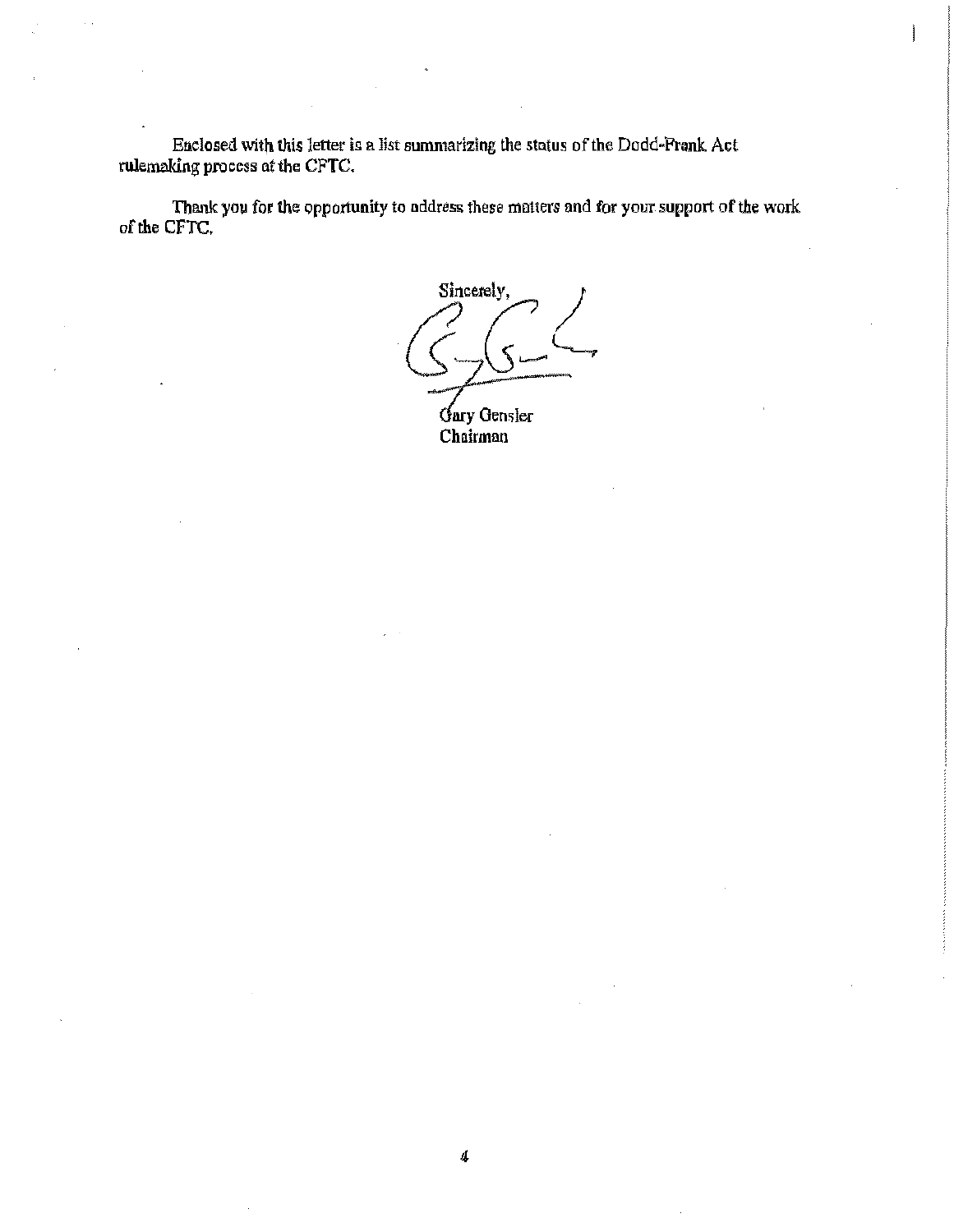Enclosed with this letter is a list summarizing the status of the Dodd-Frank Act rulemaking process at the CFTC.

Thank you for the opportunity to address these matters and for your support of the work of the CFTC.

Sincerely,

Gary Gensler
Chairman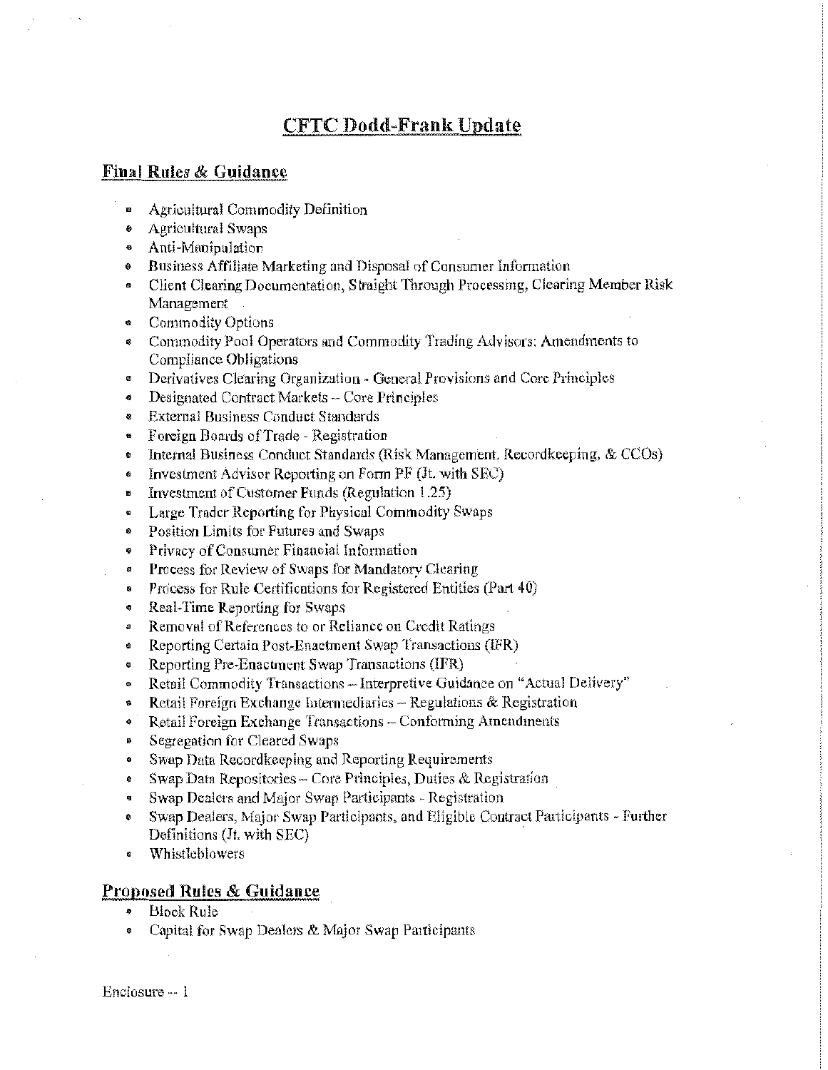# CFTC Dodd-Frank Update

## Final Rules & Guidance

- Agricultural Commodity Definition
- Agricultural Swaps
- Anti-Manipulation
- Business Affiliate Marketing and Disposal of Consumer Information
- Client Clearing Documentation, Straight Through Processing, Clearing Member Risk Management
- Commodity Options
- Commodity Pool Operators and Commodity Trading Advisors: Amendments to Compliance Obligations
- Derivatives Clearing Organization - General Provisions and Core Principles
- Designated Contract Markets – Core Principles
- External Business Conduct Standards
- Foreign Boards of Trade - Registration
- Internal Business Conduct Standards (Risk Management, Recordkeeping, & CCOs)
- Investment Advisor Reporting on Form PF (Jt. with SEC)
- Investment of Customer Funds (Regulation 1.25)
- Large Trader Reporting for Physical Commodity Swaps
- Position Limits for Futures and Swaps
- Privacy of Consumer Financial Information
- Process for Review of Swaps for Mandatory Clearing
- Process for Rule Certifications for Registered Entities (Part 40)
- Real-Time Reporting for Swaps
- Removal of References to or Reliance on Credit Ratings
- Reporting Certain Post-Enactment Swap Transactions (IFR)
- Reporting Pre-Enactment Swap Transactions (IFR)
- Retail Commodity Transactions – Interpretive Guidance on "Actual Delivery"
- Retail Foreign Exchange Intermediaries – Regulations & Registration
- Retail Foreign Exchange Transactions – Conforming Amendments
- Segregation for Cleared Swaps
- Swap Data Recordkeeping and Reporting Requirements
- Swap Data Repositories – Core Principles, Duties & Registration
- Swap Dealers and Major Swap Participants - Registration
- Swap Dealers, Major Swap Participants, and Eligible Contract Participants - Further Definitions (Jt. with SEC)
- Whistleblowers

## Proposed Rules & Guidance

- Block Rule
- Capital for Swap Dealers & Major Swap Participants

Enclosure -- 1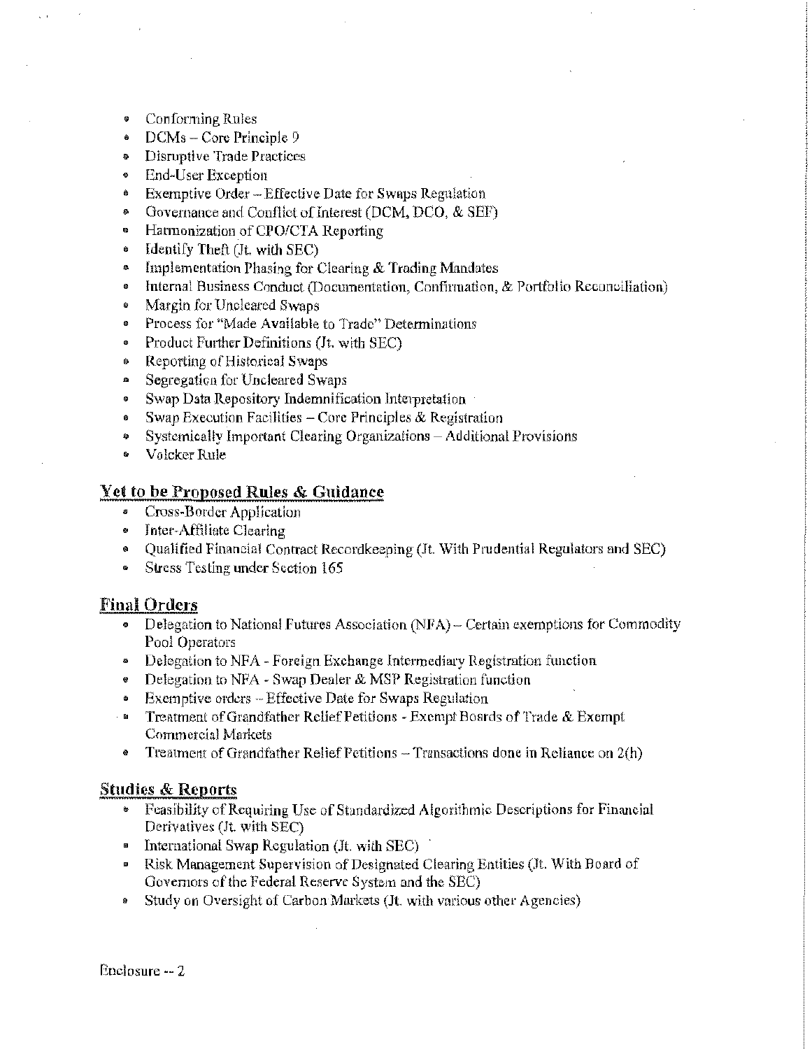- Conforming Rules
- DCMs – Core Principle 9
- Disruptive Trade Practices
- End-User Exception
- Exemptive Order – Effective Date for Swaps Regulation
- Governance and Conflict of Interest (DCM, DCO, & SEF)
- Harmonization of CPO/CTA Reporting
- Identify Theft (Jt. with SEC)
- Implementation Phasing for Clearing & Trading Mandates
- Internal Business Conduct (Documentation, Confirmation, & Portfolio Reconciliation)
- Margin for Uncleared Swaps
- Process for "Made Available to Trade" Determinations
- Product Further Definitions (Jt. with SEC)
- Reporting of Historical Swaps
- Segregation for Uncleared Swaps
- Swap Data Repository Indemnification Interpretation
- Swap Execution Facilities – Core Principles & Registration
- Systemically Important Clearing Organizations – Additional Provisions
- Volcker Rule

## Yet to be Proposed Rules & Guidance

- Cross-Border Application
- Inter-Affiliate Clearing
- Qualified Financial Contract Recordkeeping (Jt. With Prudential Regulators and SEC)
- Stress Testing under Section 165

## Final Orders

- Delegation to National Futures Association (NFA) – Certain exemptions for Commodity Pool Operators
- Delegation to NFA - Foreign Exchange Intermediary Registration function
- Delegation to NFA - Swap Dealer & MSP Registration function
- Exemptive orders – Effective Date for Swaps Regulation
- Treatment of Grandfather Relief Petitions - Exempt Boards of Trade & Exempt Commercial Markets
- Treatment of Grandfather Relief Petitions – Transactions done in Reliance on 2(h)

## Studies & Reports

- Feasibility of Requiring Use of Standardized Algorithmic Descriptions for Financial Derivatives (Jt. with SEC)
- International Swap Regulation (Jt. with SEC)
- Risk Management Supervision of Designated Clearing Entities (Jt. With Board of Governors of the Federal Reserve System and the SEC)
- Study on Oversight of Carbon Markets (Jt. with various other Agencies)

Enclosure -- 2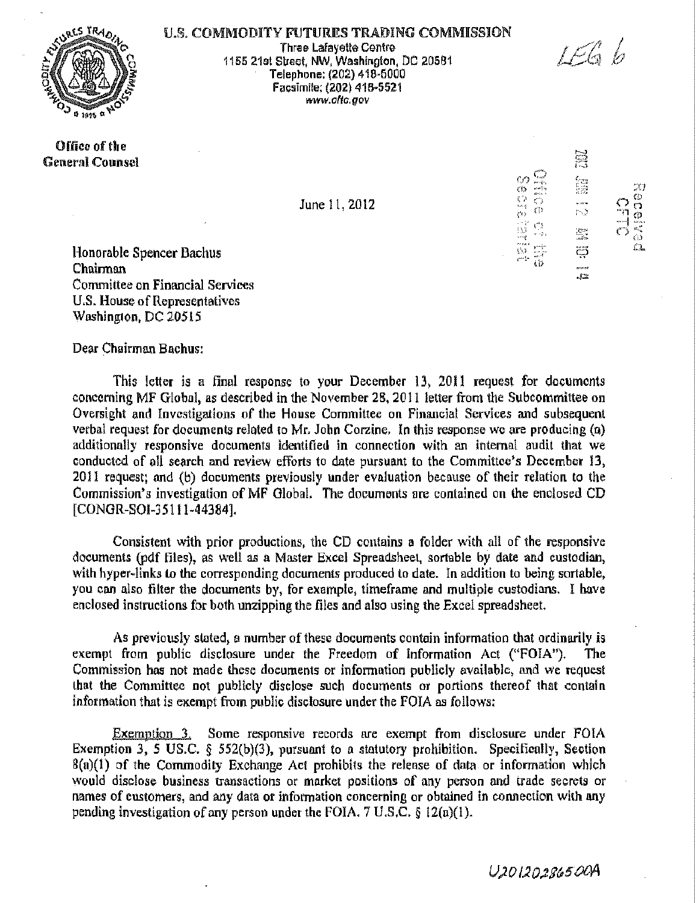U.S. COMMODITY FUTURES TRADING COMMISSION

Three Lafayette Centre
1155 21st Street, NW, Washington, DC 20581
Telephone: (202) 418-5000
Facsimile: (202) 418-5521
www.cftc.gov

LEG 6

Office of the
General Counsel

June 11, 2012

Honorable Spencer Bachus
Chairman
Committee on Financial Services
U.S. House of Representatives
Washington, DC 20515

Dear Chairman Bachus:

This letter is a final response to your December 13, 2011 request for documents concerning MF Global, as described in the November 28, 2011 letter from the Subcommittee on Oversight and Investigations of the House Committee on Financial Services and subsequent verbal request for documents related to Mr. John Corzine. In this response we are producing (a) additionally responsive documents identified in connection with an internal audit that we conducted of all search and review efforts to date pursuant to the Committee's December 13, 2011 request; and (b) documents previously under evaluation because of their relation to the Commission's investigation of MF Global. The documents are contained on the enclosed CD [CONGR-SOI-35111-44384].

Consistent with prior productions, the CD contains a folder with all of the responsive documents (pdf files), as well as a Master Excel Spreadsheet, sortable by date and custodian, with hyper-links to the corresponding documents produced to date. In addition to being sortable, you can also filter the documents by, for example, timeframe and multiple custodians. I have enclosed instructions for both unzipping the files and also using the Excel spreadsheet.

As previously stated, a number of these documents contain information that ordinarily is exempt from public disclosure under the Freedom of Information Act ("FOIA"). The Commission has not made these documents or information publicly available, and we request that the Committee not publicly disclose such documents or portions thereof that contain information that is exempt from public disclosure under the FOIA as follows:

Exemption 3. Some responsive records are exempt from disclosure under FOIA Exemption 3, 5 U.S.C. § 552(b)(3), pursuant to a statutory prohibition. Specifically, Section 8(a)(1) of the Commodity Exchange Act prohibits the release of data or information which would disclose business transactions or market positions of any person and trade secrets or names of customers, and any data or information concerning or obtained in connection with any pending investigation of any person under the FOIA. 7 U.S.C. § 12(a)(1).

U201202865 00A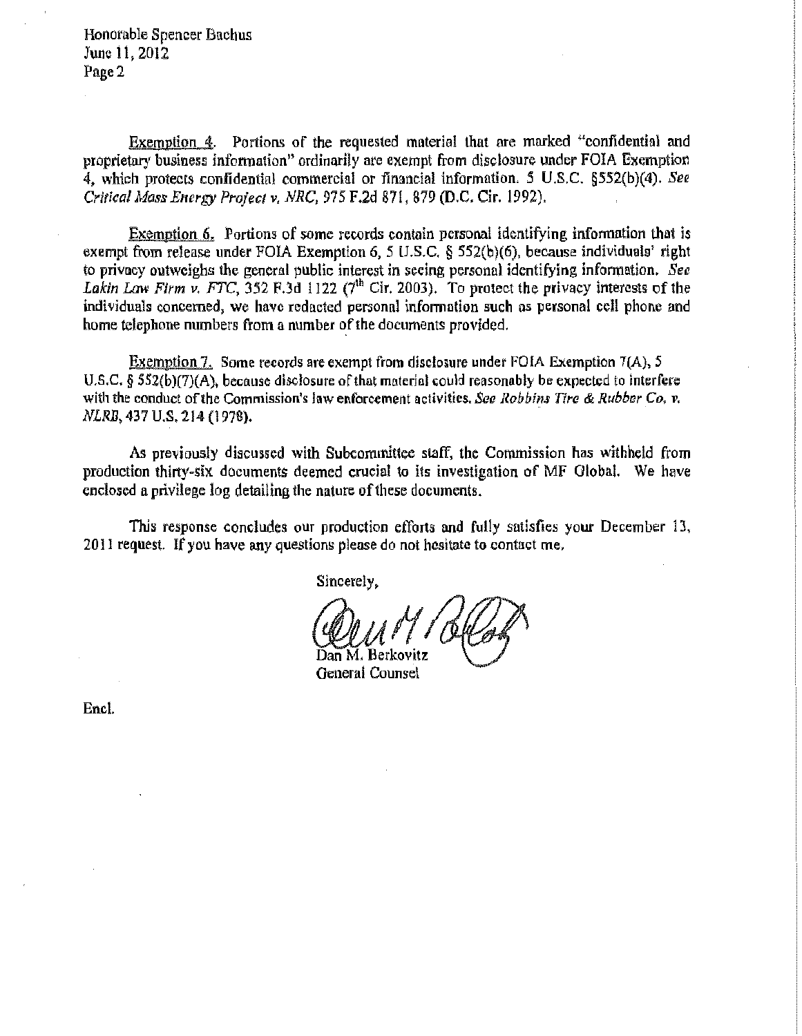Honorable Spencer Bachus
June 11, 2012
Page 2

Exemption 4. Portions of the requested material that are marked "confidential and proprietary business information" ordinarily are exempt from disclosure under FOIA Exemption 4, which protects confidential commercial or financial information. 5 U.S.C. §552(b)(4). *See Critical Mass Energy Project v. NRC*, 975 F.2d 871, 879 (D.C. Cir. 1992).

Exemption 6. Portions of some records contain personal identifying information that is exempt from release under FOIA Exemption 6, 5 U.S.C. § 552(b)(6), because individuals' right to privacy outweighs the general public interest in seeing personal identifying information. *See Lakin Law Firm v. FTC*, 352 F.3d 1122 (7th Cir. 2003). To protect the privacy interests of the individuals concerned, we have redacted personal information such as personal cell phone and home telephone numbers from a number of the documents provided.

Exemption 7. Some records are exempt from disclosure under FOIA Exemption 7(A), 5 U.S.C. § 552(b)(7)(A), because disclosure of that material could reasonably be expected to interfere with the conduct of the Commission's law enforcement activities. *See Robbins Tire & Rubber Co. v. NLRB*, 437 U.S. 214 (1978).

As previously discussed with Subcommittee staff, the Commission has withheld from production thirty-six documents deemed crucial to its investigation of MF Global. We have enclosed a privilege log detailing the nature of these documents.

This response concludes our production efforts and fully satisfies your December 13, 2011 request. If you have any questions please do not hesitate to contact me.

Sincerely,

Dan M. Berkovitz
General Counsel

Encl.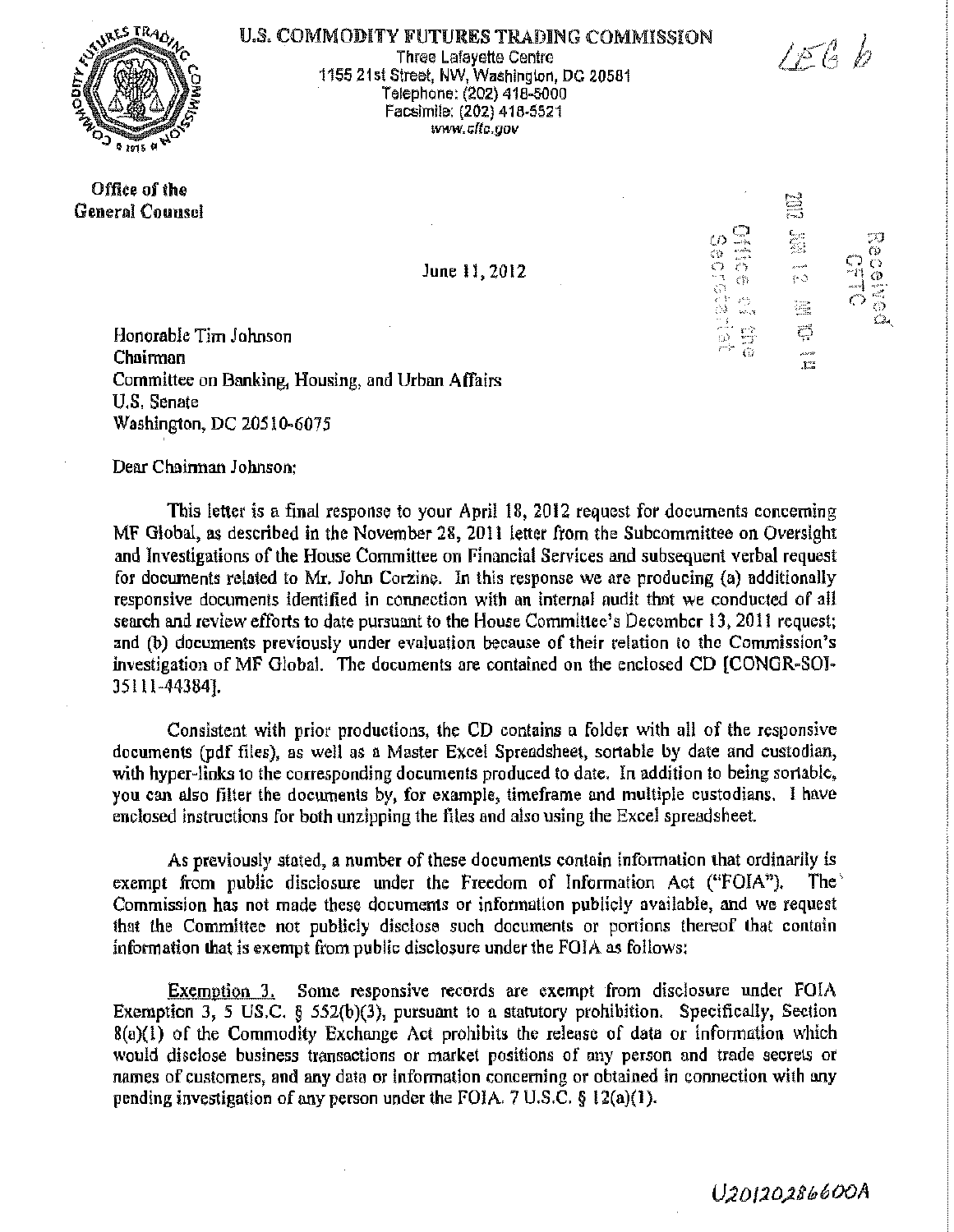U.S. COMMODITY FUTURES TRADING COMMISSION

Three Lafayette Centre
1155 21st Street, NW, Washington, DC 20581
Telephone: (202) 418-5000
Facsimile: (202) 418-5521
www.cftc.gov

LEG b

**Office of the General Counsel**

Received CFTC

Office of the Secretariat

2012 JUN 12 AM 10 14

June 11, 2012

Honorable Tim Johnson
Chairman
Committee on Banking, Housing, and Urban Affairs
U.S. Senate
Washington, DC 20510-6075

Dear Chairman Johnson;

This letter is a final response to your April 18, 2012 request for documents concerning MF Global, as described in the November 28, 2011 letter from the Subcommittee on Oversight and Investigations of the House Committee on Financial Services and subsequent verbal request for documents related to Mr. John Corzine. In this response we are producing (a) additionally responsive documents identified in connection with an internal audit that we conducted of all search and review efforts to date pursuant to the House Committee's December 13, 2011 request; and (b) documents previously under evaluation because of their relation to the Commission's investigation of MF Global. The documents are contained on the enclosed CD [CONGR-SOI-35111-44384].

Consistent with prior productions, the CD contains a folder with all of the responsive documents (pdf files), as well as a Master Excel Spreadsheet, sortable by date and custodian, with hyper-links to the corresponding documents produced to date. In addition to being sortable, you can also filter the documents by, for example, timeframe and multiple custodians. I have enclosed instructions for both unzipping the files and also using the Excel spreadsheet.

As previously stated, a number of these documents contain information that ordinarily is exempt from public disclosure under the Freedom of Information Act ("FOIA"). The Commission has not made these documents or information publicly available, and we request that the Committee not publicly disclose such documents or portions thereof that contain information that is exempt from public disclosure under the FOIA as follows:

Exemption 3. Some responsive records are exempt from disclosure under FOIA Exemption 3, 5 US.C. § 552(b)(3), pursuant to a statutory prohibition. Specifically, Section 8(a)(1) of the Commodity Exchange Act prohibits the release of data or information which would disclose business transactions or market positions of any person and trade secrets or names of customers, and any data or information concerning or obtained in connection with any pending investigation of any person under the FOIA. 7 U.S.C. § 12(a)(1).

U20120286600A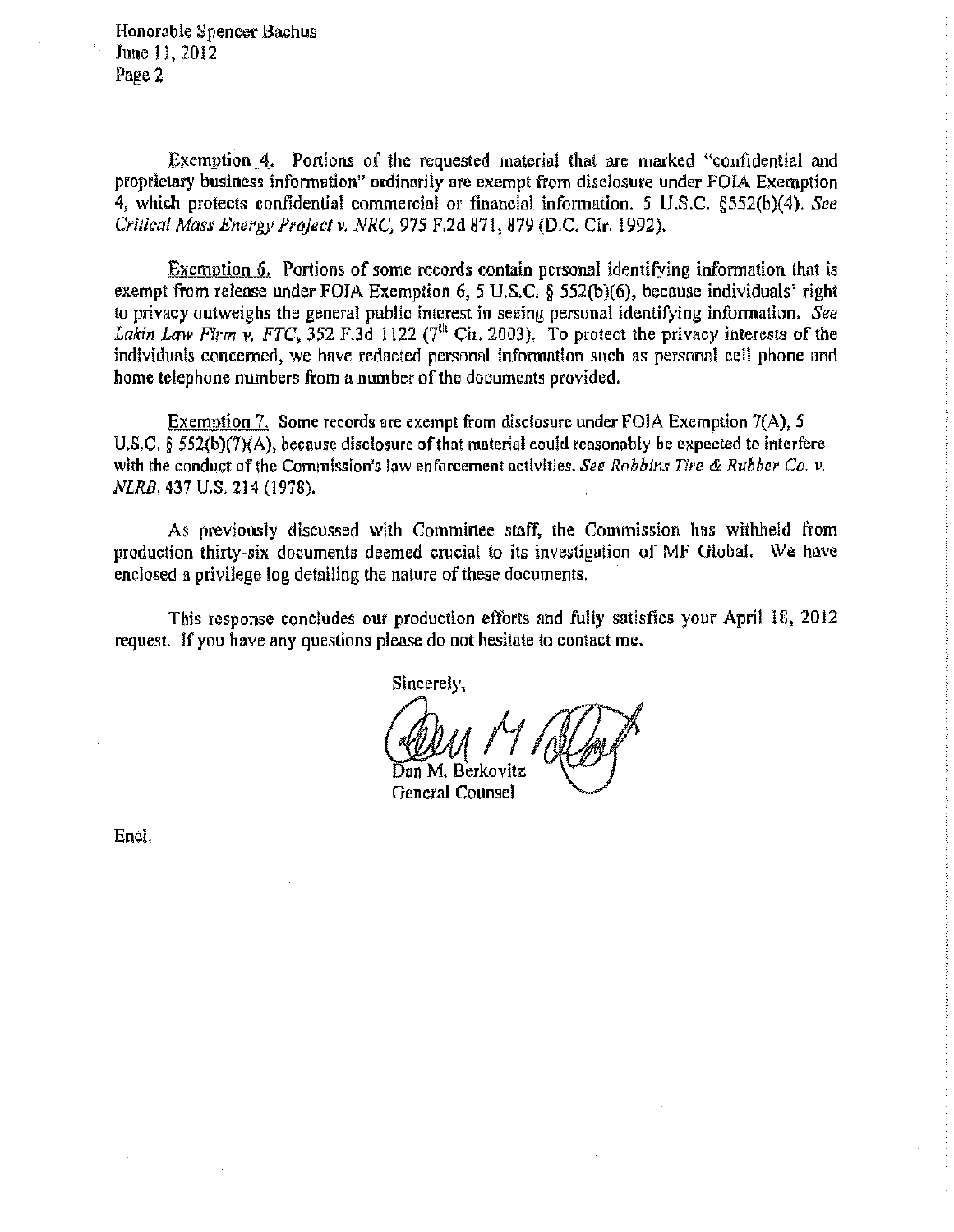Honorable Spencer Bachus
June 11, 2012
Page 2

Exemption 4. Portions of the requested material that are marked "confidential and proprietary business information" ordinarily are exempt from disclosure under FOIA Exemption 4, which protects confidential commercial or financial information. 5 U.S.C. §552(b)(4). *See Critical Mass Energy Project v. NRC*, 975 F.2d 871, 879 (D.C. Cir. 1992).

Exemption 6. Portions of some records contain personal identifying information that is exempt from release under FOIA Exemption 6, 5 U.S.C. § 552(b)(6), because individuals' right to privacy outweighs the general public interest in seeing personal identifying information. *See Lakin Law Firm v. FTC*, 352 F.3d 1122 (7th Cir. 2003). To protect the privacy interests of the individuals concerned, we have redacted personal information such as personal cell phone and home telephone numbers from a number of the documents provided.

Exemption 7. Some records are exempt from disclosure under FOIA Exemption 7(A), 5 U.S.C. § 552(b)(7)(A), because disclosure of that material could reasonably be expected to interfere with the conduct of the Commission's law enforcement activities. *See Robbins Tire & Rubber Co. v. NLRB*, 437 U.S. 214 (1978).

As previously discussed with Committee staff, the Commission has withheld from production thirty-six documents deemed crucial to its investigation of MF Global. We have enclosed a privilege log detailing the nature of these documents.

This response concludes our production efforts and fully satisfies your April 18, 2012 request. If you have any questions please do not hesitate to contact me.

Sincerely,

Dan M. Berkovitz
General Counsel

Encl.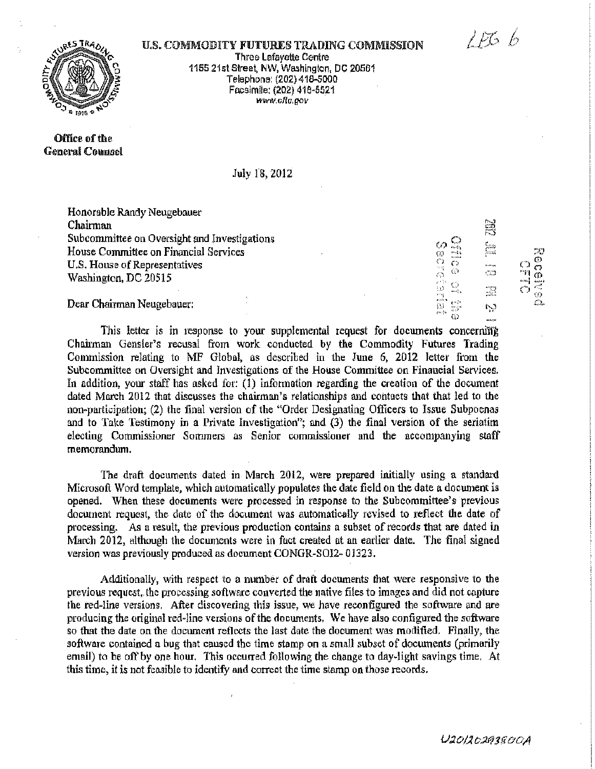**U.S. COMMODITY FUTURES TRADING COMMISSION**
Three Lafayette Centre
1155 21st Street, NW, Washington, DC 20581
Telephone: (202) 418-5000
Facsimile: (202) 418-5521
www.cftc.gov

LPG 6

**Office of the General Counsel**

July 18, 2012

Honorable Randy Neugebauer
Chairman
Subcommittee on Oversight and Investigations
House Committee on Financial Services
U.S. House of Representatives
Washington, DC 20515

Received CFTC

Office of the Secretariat

2012 JUL 18 PM 2:

Dear Chairman Neugebauer:

This letter is in response to your supplemental request for documents concerning Chairman Gensler's recusal from work conducted by the Commodity Futures Trading Commission relating to MF Global, as described in the June 6, 2012 letter from the Subcommittee on Oversight and Investigations of the House Committee on Financial Services. In addition, your staff has asked for: (1) information regarding the creation of the document dated March 2012 that discusses the chairman's relationships and contacts that that led to the non-participation; (2) the final version of the "Order Designating Officers to Issue Subpoenas and to Take Testimony in a Private Investigation"; and (3) the final version of the seriatim electing Commissioner Sommers as Senior commissioner and the accompanying staff memorandum.

The draft documents dated in March 2012, were prepared initially using a standard Microsoft Word template, which automatically populates the date field on the date a document is opened. When these documents were processed in response to the Subcommittee's previous document request, the date of the document was automatically revised to reflect the date of processing. As a result, the previous production contains a subset of records that are dated in March 2012, although the documents were in fact created at an earlier date. The final signed version was previously produced as document CONGR-SOI2- 01323.

Additionally, with respect to a number of draft documents that were responsive to the previous request, the processing software converted the native files to images and did not capture the red-line versions. After discovering this issue, we have reconfigured the software and are producing the original red-line versions of the documents. We have also configured the software so that the date on the document reflects the last date the document was modified. Finally, the software contained a bug that caused the time stamp on a small subset of documents (primarily email) to be off by one hour. This occurred following the change to day-light savings time. At this time, it is not feasible to identify and correct the time stamp on those records.

U201202938OCA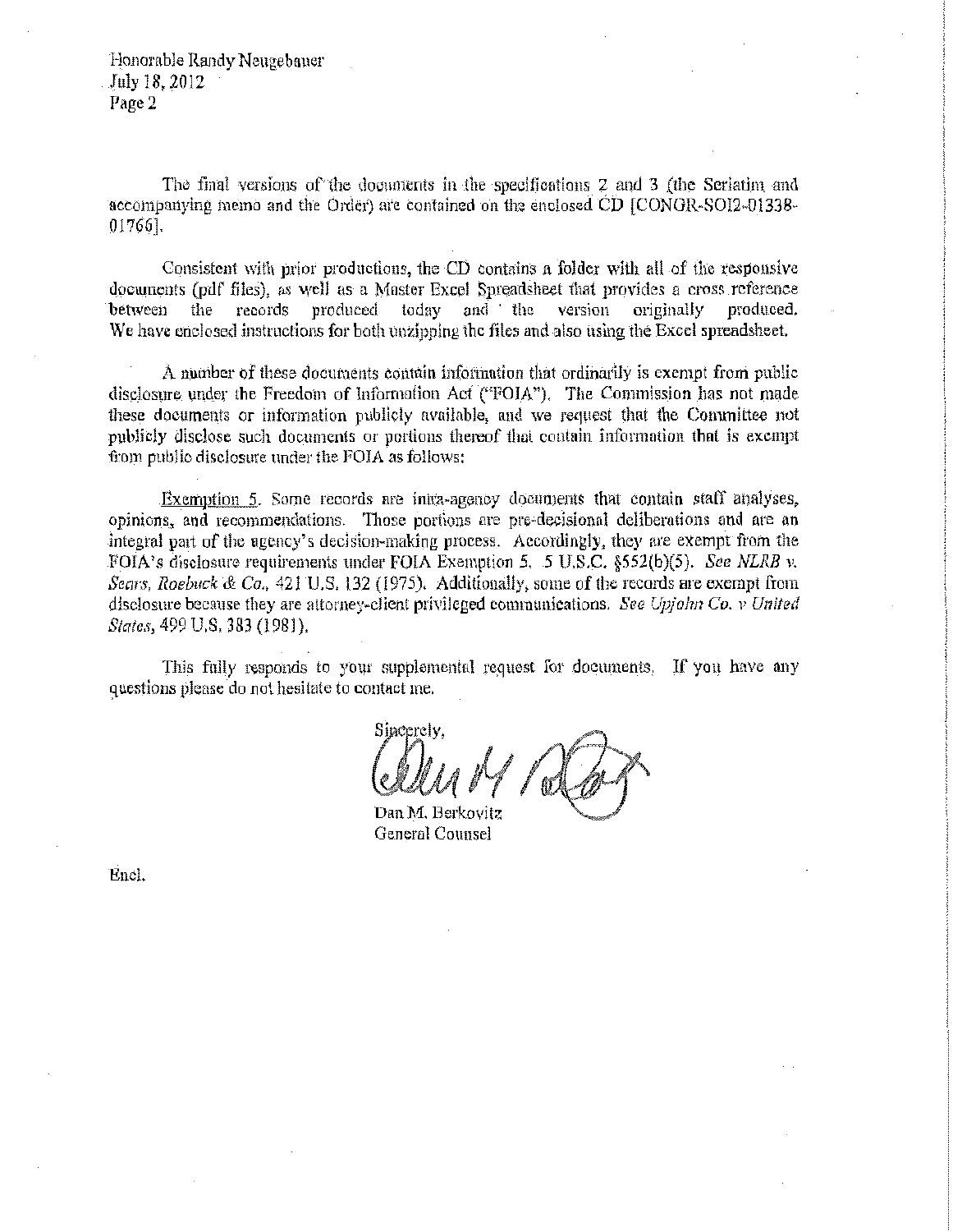Honorable Randy Neugebauer
July 18, 2012
Page 2

The final versions of the documents in the specifications 2 and 3 (the Seriatim and accompanying memo and the Order) are contained on the enclosed CD [CONGR-SOI2-01338-01766].

Consistent with prior productions, the CD contains a folder with all of the responsive documents (pdf files), as well as a Master Excel Spreadsheet that provides a cross reference between the records produced today and the version originally produced. We have enclosed instructions for both unzipping the files and also using the Excel spreadsheet.

A number of these documents contain information that ordinarily is exempt from public disclosure under the Freedom of Information Act ("FOIA"). The Commission has not made these documents or information publicly available, and we request that the Committee not publicly disclose such documents or portions thereof that contain information that is exempt from public disclosure under the FOIA as follows:

Exemption 5. Some records are intra-agency documents that contain staff analyses, opinions, and recommendations. Those portions are pre-decisional deliberations and are an integral part of the agency's decision-making process. Accordingly, they are exempt from the FOIA's disclosure requirements under FOIA Exemption 5. 5 U.S.C. §552(b)(5). *See NLRB v. Sears, Roebuck & Co.*, 421 U.S. 132 (1975). Additionally, some of the records are exempt from disclosure because they are attorney-client privileged communications. *See Upjohn Co. v United States*, 499 U.S. 383 (1981).

This fully responds to your supplemental request for documents. If you have any questions please do not hesitate to contact me.

Sincerely,

Dan M. Berkovitz
General Counsel

Encl.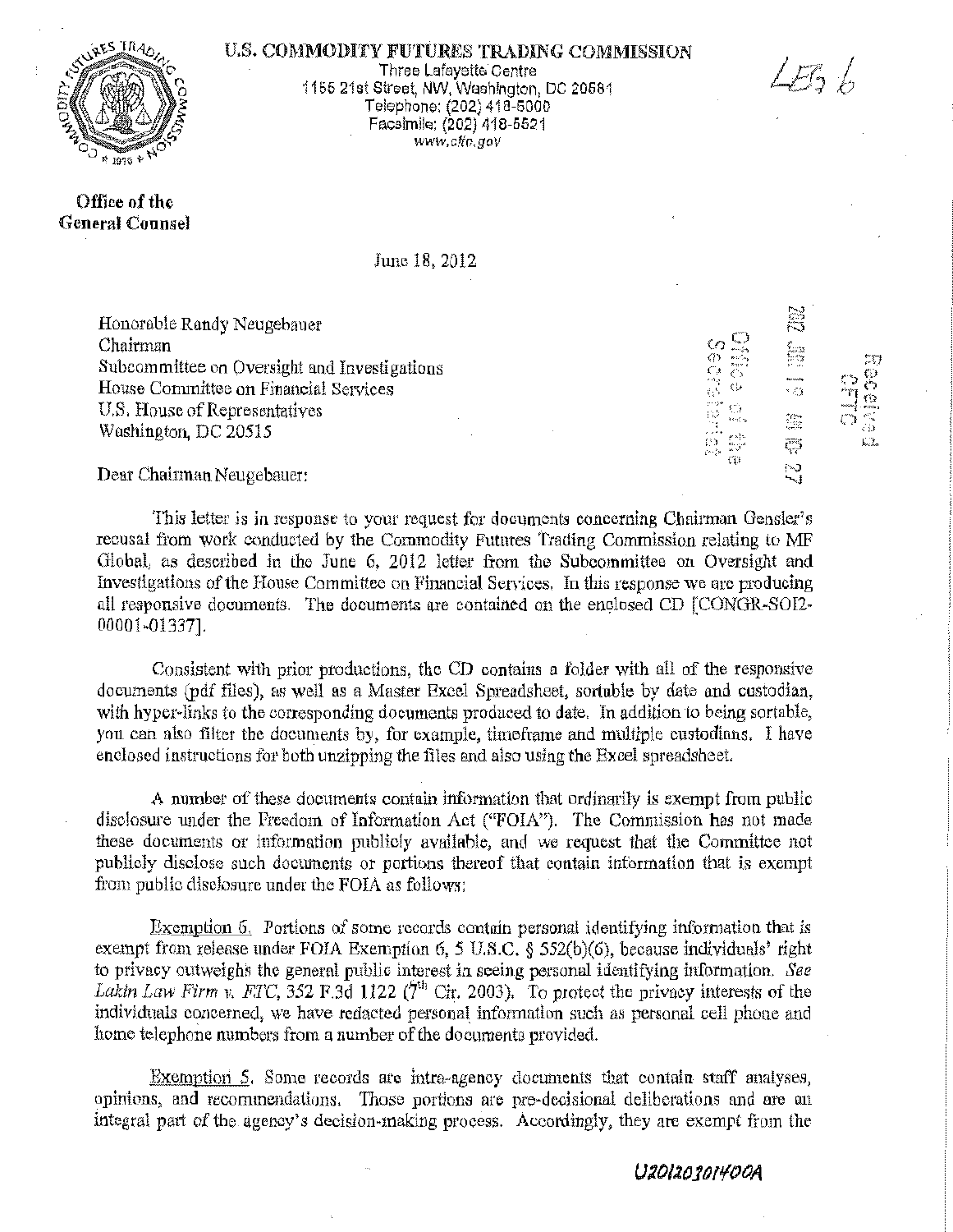U.S. COMMODITY FUTURES TRADING COMMISSION

Three Lafayette Centre
1155 21st Street, NW, Washington, DC 20581
Telephone: (202) 418-5000
Facsimile: (202) 418-5521
www.cftc.gov

LEG 6

**Office of the General Counsel**

June 18, 2012

Received CFTC

2012 JUN 19 AM 10: 27

Office of the Secretariat

Honorable Randy Neugebauer
Chairman
Subcommittee on Oversight and Investigations
House Committee on Financial Services
U.S. House of Representatives
Washington, DC 20515

Dear Chairman Neugebauer:

This letter is in response to your request for documents concerning Chairman Gensler's recusal from work conducted by the Commodity Futures Trading Commission relating to MF Global, as described in the June 6, 2012 letter from the Subcommittee on Oversight and Investigations of the House Committee on Financial Services. In this response we are producing all responsive documents. The documents are contained on the enclosed CD [CONGR-SOI2-00001-01337].

Consistent with prior productions, the CD contains a folder with all of the responsive documents (pdf files), as well as a Master Excel Spreadsheet, sortable by date and custodian, with hyper-links to the corresponding documents produced to date. In addition to being sortable, you can also filter the documents by, for example, timeframe and multiple custodians. I have enclosed instructions for both unzipping the files and also using the Excel spreadsheet.

A number of these documents contain information that ordinarily is exempt from public disclosure under the Freedom of Information Act ("FOIA"). The Commission has not made these documents or information publicly available, and we request that the Committee not publicly disclose such documents or portions thereof that contain information that is exempt from public disclosure under the FOIA as follows:

Exemption 6. Portions of some records contain personal identifying information that is exempt from release under FOIA Exemption 6, 5 U.S.C. § 552(b)(6), because individuals' right to privacy outweighs the general public interest in seeing personal identifying information. *See Lakin Law Firm v. FTC*, 352 F.3d 1122 (7[th] Cir. 2003). To protect the privacy interests of the individuals concerned, we have redacted personal information such as personal cell phone and home telephone numbers from a number of the documents provided.

Exemption 5. Some records are intra-agency documents that contain staff analyses, opinions, and recommendations. Those portions are pre-decisional deliberations and are an integral part of the agency's decision-making process. Accordingly, they are exempt from the

U20120301400A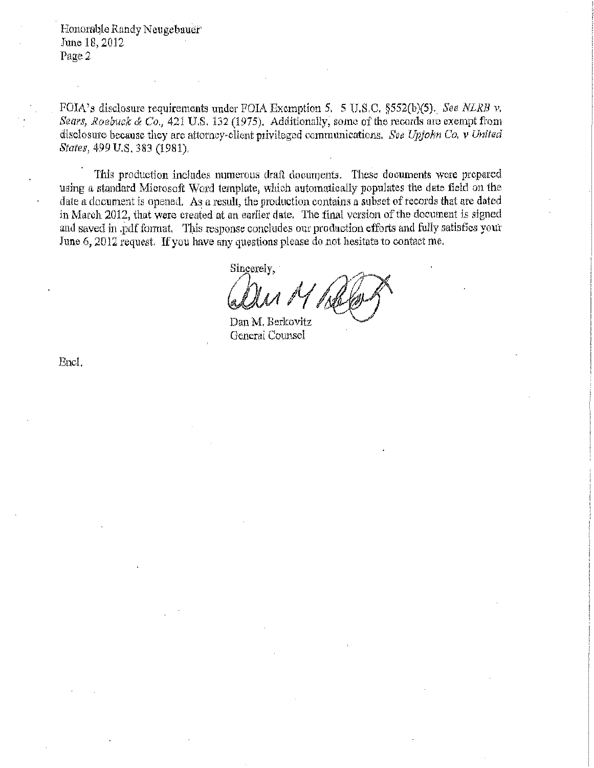FOIA's disclosure requirements under FOIA Exemption 5. 5 U.S.C. §552(b)(5). *See NLRB v. Sears, Roebuck & Co.*, 421 U.S. 132 (1975). Additionally, some of the records are exempt from disclosure because they are attorney-client privileged communications. *See Upjohn Co. v United States*, 499 U.S. 383 (1981).

This production includes numerous draft documents. These documents were prepared using a standard Microsoft Word template, which automatically populates the date field on the date a document is opened. As a result, the production contains a subset of records that are dated in March 2012, that were created at an earlier date. The final version of the document is signed and saved in .pdf format. This response concludes our production efforts and fully satisfies your June 6, 2012 request. If you have any questions please do not hesitate to contact me.

Sincerely,

Dan M. Berkovitz
General Counsel

Encl.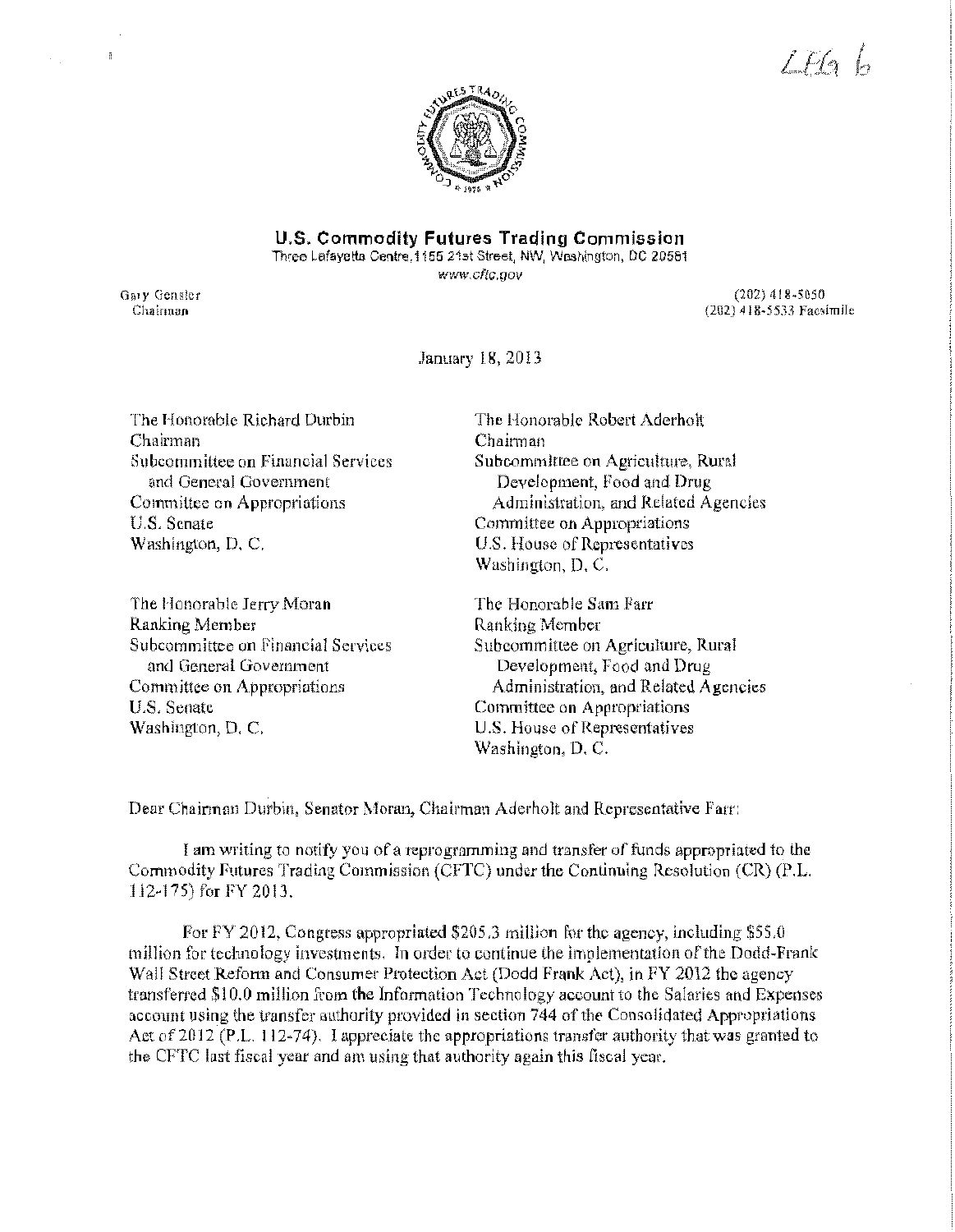LLG 6

**U.S. Commodity Futures Trading Commission**

Three Lafayette Centre, 1155 21st Street, NW, Washington, DC 20581
www.cftc.gov

Gary Gensler
Chairman

(202) 418-5050
(202) 418-5533 Facsimile

January 18, 2013

The Honorable Richard Durbin
Chairman
Subcommittee on Financial Services and General Government
Committee on Appropriations
U.S. Senate
Washington, D. C.

The Honorable Robert Aderholt
Chairman
Subcommittee on Agriculture, Rural Development, Food and Drug Administration, and Related Agencies
Committee on Appropriations
U.S. House of Representatives
Washington, D. C.

The Honorable Jerry Moran
Ranking Member
Subcommittee on Financial Services and General Government
Committee on Appropriations
U.S. Senate
Washington, D. C.

The Honorable Sam Farr
Ranking Member
Subcommittee on Agriculture, Rural Development, Food and Drug Administration, and Related Agencies
Committee on Appropriations
U.S. House of Representatives
Washington, D. C.

Dear Chairman Durbin, Senator Moran, Chairman Aderholt and Representative Farr:

I am writing to notify you of a reprogramming and transfer of funds appropriated to the Commodity Futures Trading Commission (CFTC) under the Continuing Resolution (CR) (P.L. 112-175) for FY 2013.

For FY 2012, Congress appropriated $205.3 million for the agency, including $55.0 million for technology investments. In order to continue the implementation of the Dodd-Frank Wall Street Reform and Consumer Protection Act (Dodd Frank Act), in FY 2012 the agency transferred $10.0 million from the Information Technology account to the Salaries and Expenses account using the transfer authority provided in section 744 of the Consolidated Appropriations Act of 2012 (P.L. 112-74). I appreciate the appropriations transfer authority that was granted to the CFTC last fiscal year and am using that authority again this fiscal year.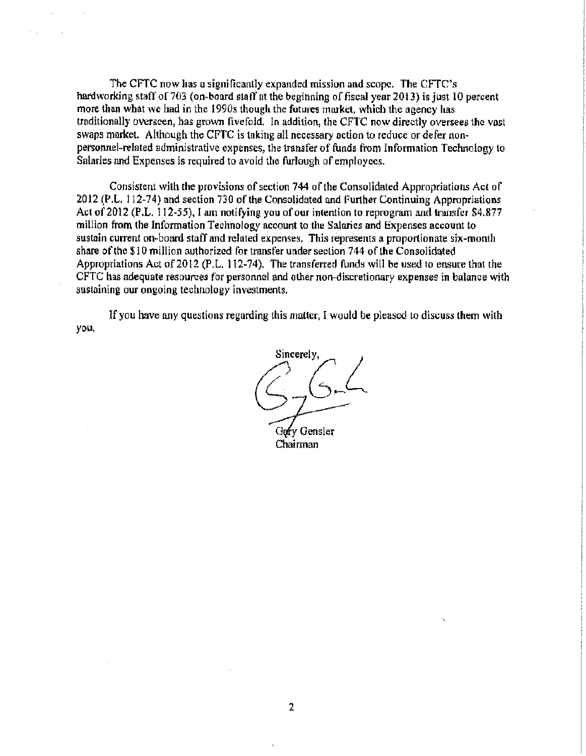The CFTC now has a significantly expanded mission and scope. The CFTC's hardworking staff of 703 (on-board staff at the beginning of fiscal year 2013) is just 10 percent more than what we had in the 1990s though the futures market, which the agency has traditionally overseen, has grown fivefold. In addition, the CFTC now directly oversees the vast swaps market. Although the CFTC is taking all necessary action to reduce or defer non-personnel-related administrative expenses, the transfer of funds from Information Technology to Salaries and Expenses is required to avoid the furlough of employees.

Consistent with the provisions of section 744 of the Consolidated Appropriations Act of 2012 (P.L. 112-74) and section 730 of the Consolidated and Further Continuing Appropriations Act of 2012 (P.L. 112-55), I am notifying you of our intention to reprogram and transfer $4.877 million from the Information Technology account to the Salaries and Expenses account to sustain current on-board staff and related expenses. This represents a proportionate six-month share of the $10 million authorized for transfer under section 744 of the Consolidated Appropriations Act of 2012 (P.L. 112-74). The transferred funds will be used to ensure that the CFTC has adequate resources for personnel and other non-discretionary expenses in balance with sustaining our ongoing technology investments.

If you have any questions regarding this matter, I would be pleased to discuss them with you.

Sincerely,

Gary Gensler
Chairman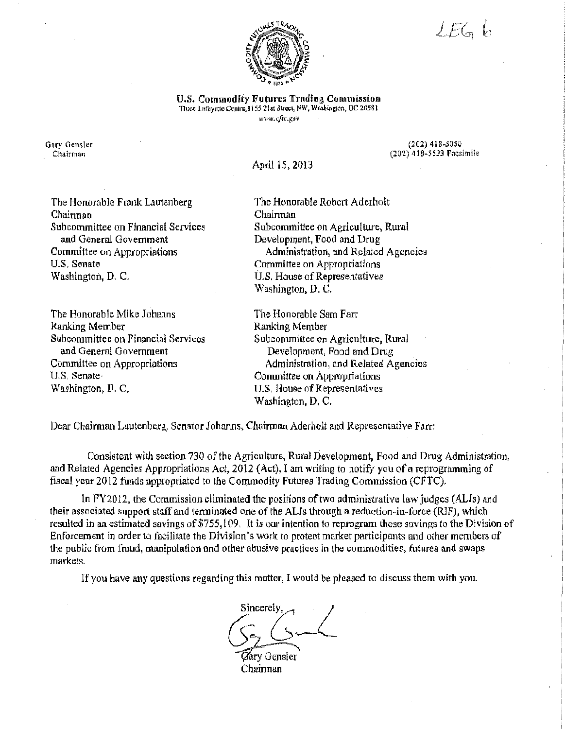LEG 6

**U.S. Commodity Futures Trading Commission**
Three Lafayette Centre, 1155 21st Street, NW, Washington, DC 20581
www.cftc.gov

Gary Gensler
Chairman

(202) 418-5050
(202) 418-5533 Facsimile

April 15, 2013

The Honorable Frank Lautenberg
Chairman
Subcommittee on Financial Services
and General Government
Committee on Appropriations
U.S. Senate
Washington, D. C.

The Honorable Robert Aderholt
Chairman
Subcommittee on Agriculture, Rural
Development, Food and Drug
Administration, and Related Agencies
Committee on Appropriations
U.S. House of Representatives
Washington, D. C.

The Honorable Mike Johanns
Ranking Member
Subcommittee on Financial Services
and General Government
Committee on Appropriations
U.S. Senate
Washington, D. C.

The Honorable Sam Farr
Ranking Member
Subcommittee on Agriculture, Rural
Development, Food and Drug
Administration, and Related Agencies
Committee on Appropriations
U.S. House of Representatives
Washington, D. C.

Dear Chairman Lautenberg, Senator Johanns, Chairman Aderholt and Representative Farr:

Consistent with section 730 of the Agriculture, Rural Development, Food and Drug Administration, and Related Agencies Appropriations Act, 2012 (Act), I am writing to notify you of a reprogramming of fiscal year 2012 funds appropriated to the Commodity Futures Trading Commission (CFTC).

In FY2012, the Commission eliminated the positions of two administrative law judges (ALJs) and their associated support staff and terminated one of the ALJs through a reduction-in-force (RIF), which resulted in an estimated savings of $755,109. It is our intention to reprogram these savings to the Division of Enforcement in order to facilitate the Division's work to protect market participants and other members of the public from fraud, manipulation and other abusive practices in the commodities, futures and swaps markets.

If you have any questions regarding this matter, I would be pleased to discuss them with you.

Sincerely,

Gary Gensler
Chairman